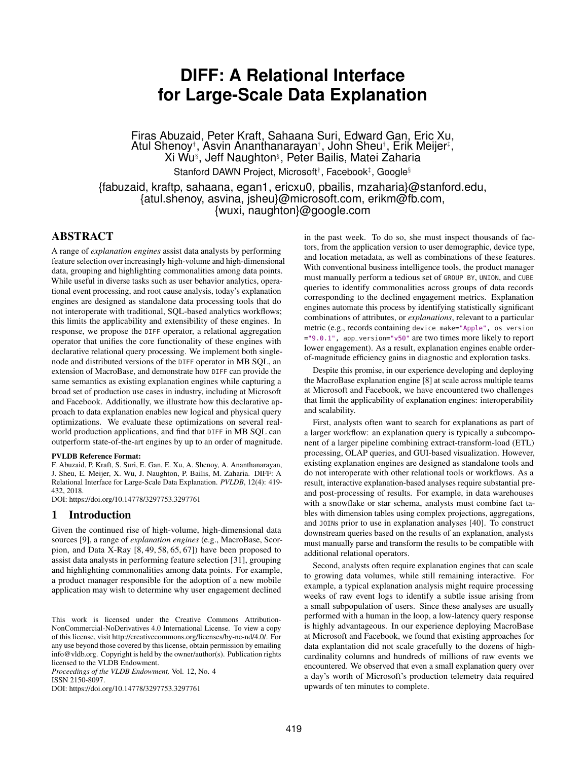# DIFF: A Relational Interface for Large-Scale Data Explanation

Firas Abuzaid, Peter Kraft, Sahaana Suri, Edward Gan, Eric Xu, Atul Shenoy[†], Asvin Ananthanarayan[†], John Sheu[†], Erik Meijer[‡], Xi Wu[§], Jeff Naughton[§], Peter Bailis, Matei Zaharia

Stanford DAWN Project, Microsoft[†], Facebook[‡], Google[§]

{fabuzaid, kraftp, sahaana, egan1, ericxu0, pbailis, mzaharia}@stanford.edu, {atul.shenoy, asvina, jsheu}@microsoft.com, erikm@fb.com, {wuxi, naughton}@google.com

## ABSTRACT

A range of *explanation engines* assist data analysts by performing feature selection over increasingly high-volume and high-dimensional data, grouping and highlighting commonalities among data points. While useful in diverse tasks such as user behavior analytics, operational event processing, and root cause analysis, today's explanation engines are designed as standalone data processing tools that do not interoperate with traditional, SQL-based analytics workflows; this limits the applicability and extensibility of these engines. In response, we propose the DIFF operator, a relational aggregation operator that unifies the core functionality of these engines with declarative relational query processing. We implement both single-node and distributed versions of the DIFF operator in MB SQL, an extension of MacroBase, and demonstrate how DIFF can provide the same semantics as existing explanation engines while capturing a broad set of production use cases in industry, including at Microsoft and Facebook. Additionally, we illustrate how this declarative approach to data explanation enables new logical and physical query optimizations. We evaluate these optimizations on several real-world production applications, and find that DIFF in MB SQL can outperform state-of-the-art engines by up to an order of magnitude.

**PVLDB Reference Format:**
F. Abuzaid, P. Kraft, S. Suri, E. Gan, E. Xu, A. Shenoy, A. Ananthanarayan, J. Sheu, E. Meijer, X. Wu, J. Naughton, P. Bailis, M. Zaharia. DIFF: A Relational Interface for Large-Scale Data Explanation. *PVLDB*, 12(4): 419-432, 2018.
DOI: https://doi.org/10.14778/3297753.3297761

## 1 Introduction

Given the continued rise of high-volume, high-dimensional data sources [9], a range of *explanation engines* (e.g., MacroBase, Scorpion, and Data X-Ray [8, 49, 58, 65, 67]) have been proposed to assist data analysts in performing feature selection [31], grouping and highlighting commonalities among data points. For example, a product manager responsible for the adoption of a new mobile application may wish to determine why user engagement declined in the past week. To do so, she must inspect thousands of factors, from the application version to user demographic, device type, and location metadata, as well as combinations of these features. With conventional business intelligence tools, the product manager must manually perform a tedious set of GROUP BY, UNION, and CUBE queries to identify commonalities across groups of data records corresponding to the declined engagement metrics. Explanation engines automate this process by identifying statistically significant combinations of attributes, or *explanations*, relevant to a particular metric (e.g., records containing device_make="Apple", os_version="9.0.1", app_version="v50" are two times more likely to report lower engagement). As a result, explanation engines enable order-of-magnitude efficiency gains in diagnostic and exploration tasks.

Despite this promise, in our experience developing and deploying the MacroBase explanation engine [8] at scale across multiple teams at Microsoft and Facebook, we have encountered two challenges that limit the applicability of explanation engines: interoperability and scalability.

First, analysts often want to search for explanations as part of a larger workflow: an explanation query is typically a subcomponent of a larger pipeline combining extract-transform-load (ETL) processing, OLAP queries, and GUI-based visualization. However, existing explanation engines are designed as standalone tools and do not interoperate with other relational tools or workflows. As a result, interactive explanation-based analyses require substantial pre- and post-processing of results. For example, in data warehouses with a snowflake or star schema, analysts must combine fact tables with dimension tables using complex projections, aggregations, and JOINs prior to use in explanation analyses [40]. To construct downstream queries based on the results of an explanation, analysts must manually parse and transform the results to be compatible with additional relational operators.

Second, analysts often require explanation engines that can scale to growing data volumes, while still remaining interactive. For example, a typical explanation analysis might require processing weeks of raw event logs to identify a subtle issue arising from a small subpopulation of users. Since these analyses are usually performed with a human in the loop, a low-latency query response is highly advantageous. In our experience deploying MacroBase at Microsoft and Facebook, we found that existing approaches for data explantation did not scale gracefully to the dozens of high-cardinality columns and hundreds of millions of raw events we encountered. We observed that even a small explanation query over a day's worth of Microsoft's production telemetry data required upwards of ten minutes to complete.

This work is licensed under the Creative Commons Attribution-NonCommercial-NoDerivatives 4.0 International License. To view a copy of this license, visit http://creativecommons.org/licenses/by-nc-nd/4.0/. For any use beyond those covered by this license, obtain permission by emailing info@vldb.org. Copyright is held by the owner/author(s). Publication rights licensed to the VLDB Endowment.
*Proceedings of the VLDB Endowment,* Vol. 12, No. 4
ISSN 2150-8097.
DOI: https://doi.org/10.14778/3297753.3297761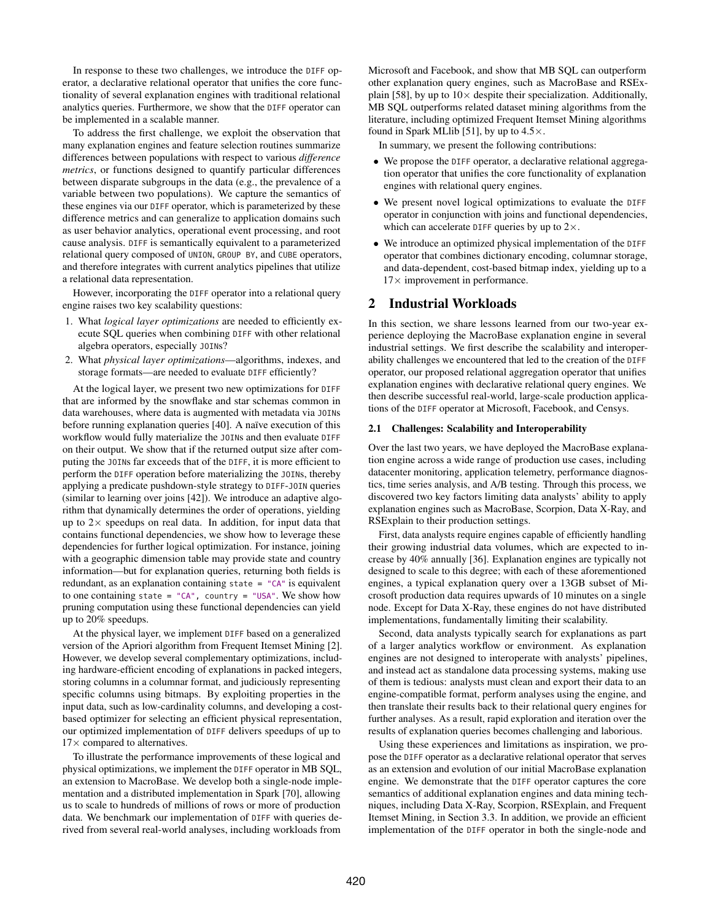In response to these two challenges, we introduce the `DIFF` operator, a declarative relational operator that unifies the core functionality of several explanation engines with traditional relational analytics queries. Furthermore, we show that the `DIFF` operator can be implemented in a scalable manner.

To address the first challenge, we exploit the observation that many explanation engines and feature selection routines summarize differences between populations with respect to various *difference metrics*, or functions designed to quantify particular differences between disparate subgroups in the data (e.g., the prevalence of a variable between two populations). We capture the semantics of these engines via our `DIFF` operator, which is parameterized by these difference metrics and can generalize to application domains such as user behavior analytics, operational event processing, and root cause analysis. `DIFF` is semantically equivalent to a parameterized relational query composed of `UNION`, `GROUP BY`, and `CUBE` operators, and therefore integrates with current analytics pipelines that utilize a relational data representation.

However, incorporating the `DIFF` operator into a relational query engine raises two key scalability questions:

1. What *logical layer optimizations* are needed to efficiently execute SQL queries when combining `DIFF` with other relational algebra operators, especially `JOIN`s?
2. What *physical layer optimizations*—algorithms, indexes, and storage formats—are needed to evaluate `DIFF` efficiently?

At the logical layer, we present two new optimizations for `DIFF` that are informed by the snowflake and star schemas common in data warehouses, where data is augmented with metadata via `JOIN`s before running explanation queries [40]. A naïve execution of this workflow would fully materialize the `JOIN`s and then evaluate `DIFF` on their output. We show that if the returned output size after computing the `JOIN`s far exceeds that of the `DIFF`, it is more efficient to perform the `DIFF` operation before materializing the `JOIN`s, thereby applying a predicate pushdown-style strategy to `DIFF-JOIN` queries (similar to learning over joins [42]). We introduce an adaptive algorithm that dynamically determines the order of operations, yielding up to 2× speedups on real data. In addition, for input data that contains functional dependencies, we show how to leverage these dependencies for further logical optimization. For instance, joining with a geographic dimension table may provide state and country information—but for explanation queries, returning both fields is redundant, as an explanation containing `state = "CA"` is equivalent to one containing `state = "CA", country = "USA"`. We show how pruning computation using these functional dependencies can yield up to 20% speedups.

At the physical layer, we implement `DIFF` based on a generalized version of the Apriori algorithm from Frequent Itemset Mining [2]. However, we develop several complementary optimizations, including hardware-efficient encoding of explanations in packed integers, storing columns in a columnar format, and judiciously representing specific columns using bitmaps. By exploiting properties in the input data, such as low-cardinality columns, and developing a cost-based optimizer for selecting an efficient physical representation, our optimized implementation of `DIFF` delivers speedups of up to 17× compared to alternatives.

To illustrate the performance improvements of these logical and physical optimizations, we implement the `DIFF` operator in MB SQL, an extension to MacroBase. We develop both a single-node implementation and a distributed implementation in Spark [70], allowing us to scale to hundreds of millions of rows or more of production data. We benchmark our implementation of `DIFF` with queries derived from several real-world analyses, including workloads from Microsoft and Facebook, and show that MB SQL can outperform other explanation query engines, such as MacroBase and RSExplain [58], by up to 10× despite their specialization. Additionally, MB SQL outperforms related dataset mining algorithms from the literature, including optimized Frequent Itemset Mining algorithms found in Spark MLlib [51], by up to 4.5×.

In summary, we present the following contributions:

- We propose the `DIFF` operator, a declarative relational aggregation operator that unifies the core functionality of explanation engines with relational query engines.
- We present novel logical optimizations to evaluate the `DIFF` operator in conjunction with joins and functional dependencies, which can accelerate `DIFF` queries by up to 2×.
- We introduce an optimized physical implementation of the `DIFF` operator that combines dictionary encoding, columnar storage, and data-dependent, cost-based bitmap index, yielding up to a 17× improvement in performance.

## 2 Industrial Workloads

In this section, we share lessons learned from our two-year experience deploying the MacroBase explanation engine in several industrial settings. We first describe the scalability and interoperability challenges we encountered that led to the creation of the `DIFF` operator, our proposed relational aggregation operator that unifies explanation engines with declarative relational query engines. We then describe successful real-world, large-scale production applications of the `DIFF` operator at Microsoft, Facebook, and Censys.

### 2.1 Challenges: Scalability and Interoperability

Over the last two years, we have deployed the MacroBase explanation engine across a wide range of production use cases, including datacenter monitoring, application telemetry, performance diagnostics, time series analysis, and A/B testing. Through this process, we discovered two key factors limiting data analysts' ability to apply explanation engines such as MacroBase, Scorpion, Data X-Ray, and RSExplain to their production settings.

First, data analysts require engines capable of efficiently handling their growing industrial data volumes, which are expected to increase by 40% annually [36]. Explanation engines are typically not designed to scale to this degree; with each of these aforementioned engines, a typical explanation query over a 13GB subset of Microsoft production data requires upwards of 10 minutes on a single node. Except for Data X-Ray, these engines do not have distributed implementations, fundamentally limiting their scalability.

Second, data analysts typically search for explanations as part of a larger analytics workflow or environment. As explanation engines are not designed to interoperate with analysts' pipelines, and instead act as standalone data processing systems, making use of them is tedious: analysts must clean and export their data to an engine-compatible format, perform analyses using the engine, and then translate their results back to their relational query engines for further analyses. As a result, rapid exploration and iteration over the results of explanation queries becomes challenging and laborious.

Using these experiences and limitations as inspiration, we propose the `DIFF` operator as a declarative relational operator that serves as an extension and evolution of our initial MacroBase explanation engine. We demonstrate that the `DIFF` operator captures the core semantics of additional explanation engines and data mining techniques, including Data X-Ray, Scorpion, RSExplain, and Frequent Itemset Mining, in Section 3.3. In addition, we provide an efficient implementation of the `DIFF` operator in both the single-node and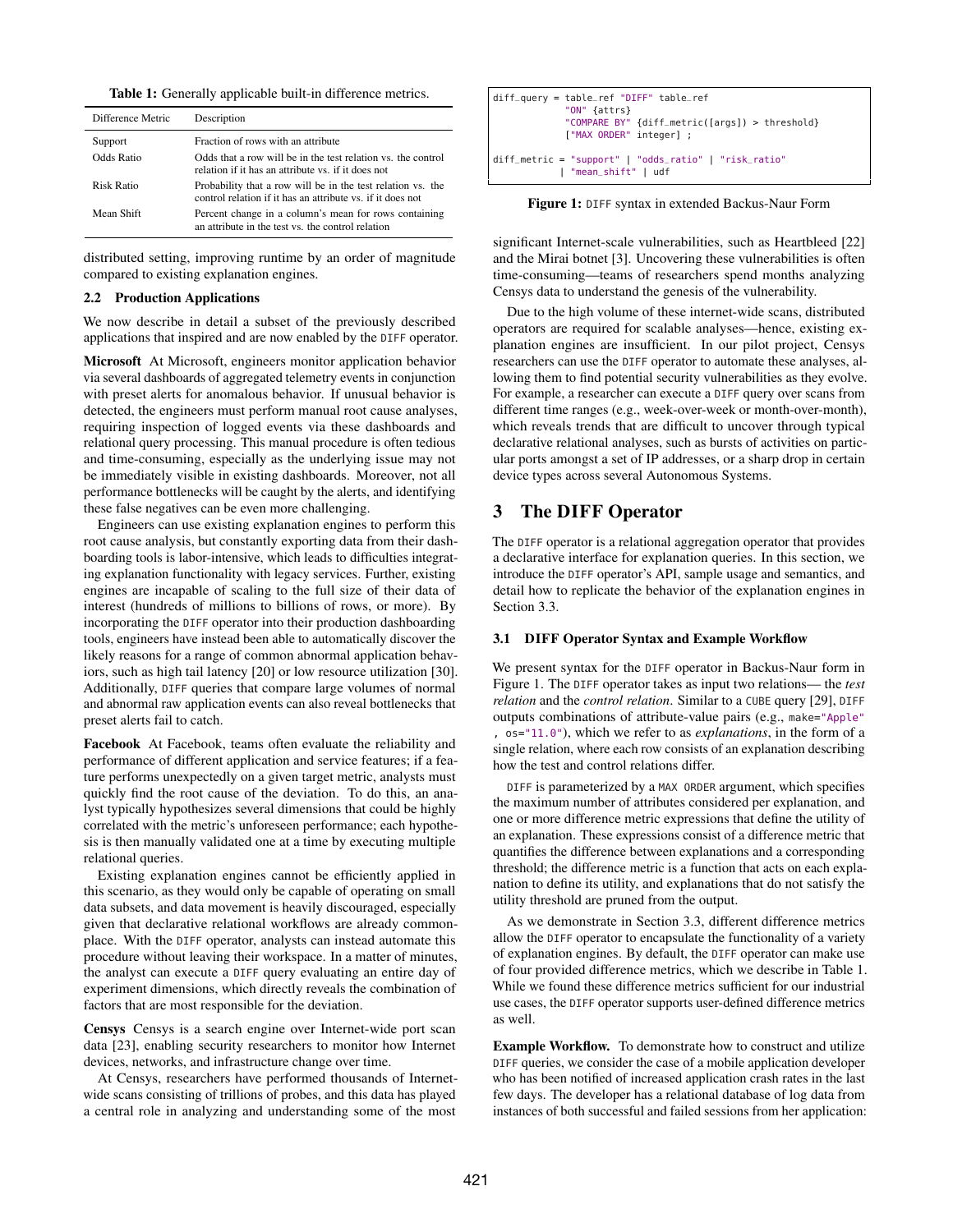**Table 1:** Generally applicable built-in difference metrics.

| Difference Metric | Description |
|---|---|
| Support | Fraction of rows with an attribute |
| Odds Ratio | Odds that a row will be in the test relation vs. the control relation if it has an attribute vs. if it does not |
| Risk Ratio | Probability that a row will be in the test relation vs. the control relation if it has an attribute vs. if it does not |
| Mean Shift | Percent change in a column's mean for rows containing an attribute in the test vs. the control relation |

distributed setting, improving runtime by an order of magnitude compared to existing explanation engines.

### 2.2 Production Applications

We now describe in detail a subset of the previously described applications that inspired and are now enabled by the DIFF operator.

**Microsoft** At Microsoft, engineers monitor application behavior via several dashboards of aggregated telemetry events in conjunction with preset alerts for anomalous behavior. If unusual behavior is detected, the engineers must perform manual root cause analyses, requiring inspection of logged events via these dashboards and relational query processing. This manual procedure is often tedious and time-consuming, especially as the underlying issue may not be immediately visible in existing dashboards. Moreover, not all performance bottlenecks will be caught by the alerts, and identifying these false negatives can be even more challenging.

Engineers can use existing explanation engines to perform this root cause analysis, but constantly exporting data from their dashboarding tools is labor-intensive, which leads to difficulties integrating explanation functionality with legacy services. Further, existing engines are incapable of scaling to the full size of their data of interest (hundreds of millions to billions of rows, or more). By incorporating the DIFF operator into their production dashboarding tools, engineers have instead been able to automatically discover the likely reasons for a range of common abnormal application behaviors, such as high tail latency [20] or low resource utilization [30]. Additionally, DIFF queries that compare large volumes of normal and abnormal raw application events can also reveal bottlenecks that preset alerts fail to catch.

**Facebook** At Facebook, teams often evaluate the reliability and performance of different application and service features; if a feature performs unexpectedly on a given target metric, analysts must quickly find the root cause of the deviation. To do this, an analyst typically hypothesizes several dimensions that could be highly correlated with the metric's unforeseen performance; each hypothesis is then manually validated one at a time by executing multiple relational queries.

Existing explanation engines cannot be efficiently applied in this scenario, as they would only be capable of operating on small data subsets, and data movement is heavily discouraged, especially given that declarative relational workflows are already commonplace. With the DIFF operator, analysts can instead automate this procedure without leaving their workspace. In a matter of minutes, the analyst can execute a DIFF query evaluating an entire day of experiment dimensions, which directly reveals the combination of factors that are most responsible for the deviation.

**Censys** Censys is a search engine over Internet-wide port scan data [23], enabling security researchers to monitor how Internet devices, networks, and infrastructure change over time.

At Censys, researchers have performed thousands of Internet-wide scans consisting of trillions of probes, and this data has played a central role in analyzing and understanding some of the most significant Internet-scale vulnerabilities, such as Heartbleed [22] and the Mirai botnet [3]. Uncovering these vulnerabilities is often time-consuming—teams of researchers spend months analyzing Censys data to understand the genesis of the vulnerability.

Due to the high volume of these internet-wide scans, distributed operators are required for scalable analyses—hence, existing explanation engines are insufficient. In our pilot project, Censys researchers can use the DIFF operator to automate these analyses, allowing them to find potential security vulnerabilities as they evolve. For example, a researcher can execute a DIFF query over scans from different time ranges (e.g., week-over-week or month-over-month), which reveals trends that are difficult to uncover through typical declarative relational analyses, such as bursts of activities on particular ports amongst a set of IP addresses, or a sharp drop in certain device types across several Autonomous Systems.

```
diff_query = table_ref "DIFF" table_ref
             "ON" {attrs}
             "COMPARE BY" {diff_metric([args]) > threshold}
             ["MAX ORDER" integer] ;

diff_metric = "support" | "odds_ratio" | "risk_ratio"
            | "mean_shift" | udf
```

**Figure 1:** DIFF syntax in extended Backus-Naur Form

## 3 The DIFF Operator

The DIFF operator is a relational aggregation operator that provides a declarative interface for explanation queries. In this section, we introduce the DIFF operator's API, sample usage and semantics, and detail how to replicate the behavior of the explanation engines in Section 3.3.

### 3.1 DIFF Operator Syntax and Example Workflow

We present syntax for the DIFF operator in Backus-Naur form in Figure 1. The DIFF operator takes as input two relations— the *test relation* and the *control relation*. Similar to a CUBE query [29], DIFF outputs combinations of attribute-value pairs (e.g., make="Apple", os="11.0"), which we refer to as *explanations*, in the form of a single relation, where each row consists of an explanation describing how the test and control relations differ.

DIFF is parameterized by a MAX ORDER argument, which specifies the maximum number of attributes considered per explanation, and one or more difference metric expressions that define the utility of an explanation. These expressions consist of a difference metric that quantifies the difference between explanations and a corresponding threshold; the difference metric is a function that acts on each explanation to define its utility, and explanations that do not satisfy the utility threshold are pruned from the output.

As we demonstrate in Section 3.3, different difference metrics allow the DIFF operator to encapsulate the functionality of a variety of explanation engines. By default, the DIFF operator can make use of four provided difference metrics, which we describe in Table 1. While we found these difference metrics sufficient for our industrial use cases, the DIFF operator supports user-defined difference metrics as well.

**Example Workflow.** To demonstrate how to construct and utilize DIFF queries, we consider the case of a mobile application developer who has been notified of increased application crash rates in the last few days. The developer has a relational database of log data from instances of both successful and failed sessions from her application: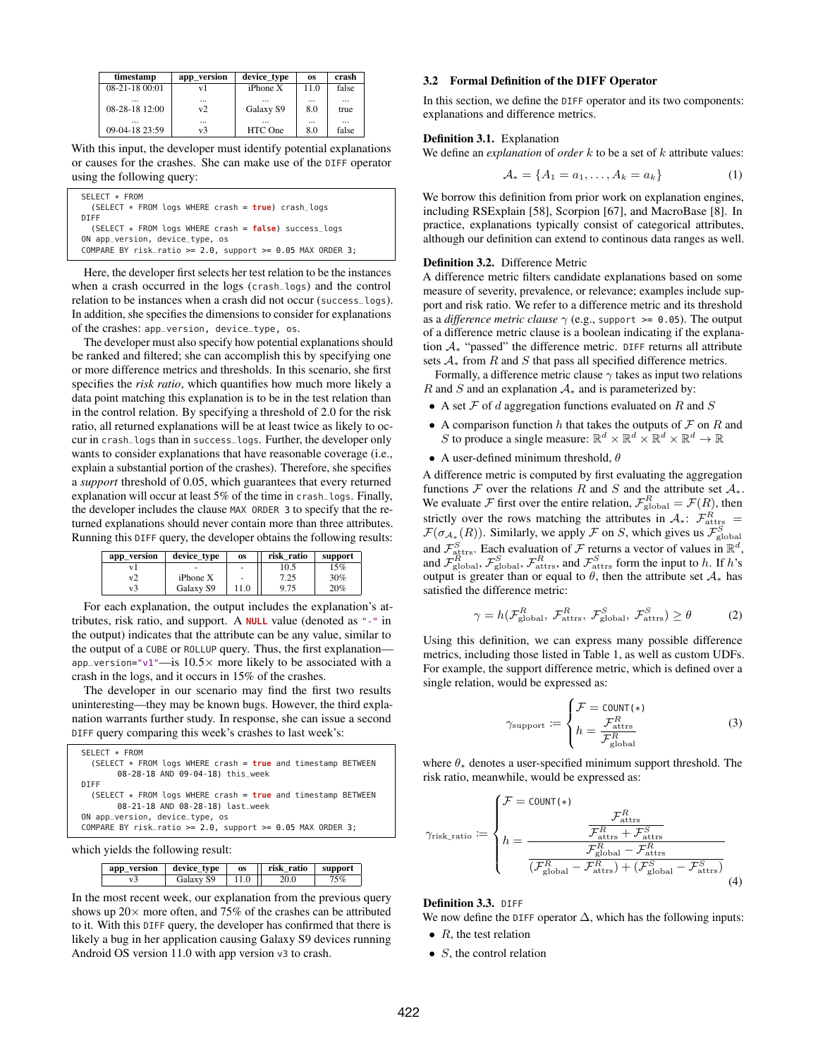| timestamp | app_version | device_type | os | crash |
|---|---|---|---|---|
| 08-21-18 00:01 | v1 | iPhone X | 11.0 | false |
| ... | ... | ... | ... | ... |
| 08-28-18 12:00 | v2 | Galaxy S9 | 8.0 | true |
| ... | ... | ... | ... | ... |
| 09-04-18 23:59 | v3 | HTC One | 8.0 | false |

With this input, the developer must identify potential explanations or causes for the crashes. She can make use of the DIFF operator using the following query:

```
SELECT * FROM
  (SELECT * FROM logs WHERE crash = true) crash_logs
DIFF
  (SELECT * FROM logs WHERE crash = false) success_logs
ON app_version, device_type, os
COMPARE BY risk_ratio >= 2.0, support >= 0.05 MAX ORDER 3;
```

Here, the developer first selects her test relation to be the instances when a crash occurred in the logs (crash_logs) and the control relation to be instances when a crash did not occur (success_logs). In addition, she specifies the dimensions to consider for explanations of the crashes: app_version, device_type, os.

The developer must also specify how potential explanations should be ranked and filtered; she can accomplish this by specifying one or more difference metrics and thresholds. In this scenario, she first specifies the *risk ratio*, which quantifies how much more likely a data point matching this explanation is to be in the test relation than in the control relation. By specifying a threshold of 2.0 for the risk ratio, all returned explanations will be at least twice as likely to occur in crash_logs than in success_logs. Further, the developer only wants to consider explanations that have reasonable coverage (i.e., explain a substantial portion of the crashes). Therefore, she specifies a *support* threshold of 0.05, which guarantees that every returned explanation will occur at least 5% of the time in crash_logs. Finally, the developer includes the clause MAX ORDER 3 to specify that the returned explanations should never contain more than three attributes. Running this DIFF query, the developer obtains the following results:

| app_version | device_type | os | risk_ratio | support |
|---|---|---|---|---|
| v1 | - | - | 10.5 | 15% |
| v2 | iPhone X | - | 7.25 | 30% |
| v3 | Galaxy S9 | 11.0 | 9.75 | 20% |

For each explanation, the output includes the explanation's attributes, risk ratio, and support. A **NULL** value (denoted as "-" in the output) indicates that the attribute can be any value, similar to the output of a CUBE or ROLLUP query. Thus, the first explanation—app_version="v1"—is $10.5\times$ more likely to be associated with a crash in the logs, and it occurs in 15% of the crashes.

The developer in our scenario may find the first two results uninteresting—they may be known bugs. However, the third explanation warrants further study. In response, she can issue a second DIFF query comparing this week's crashes to last week's:

```
SELECT * FROM
  (SELECT * FROM logs WHERE crash = true and timestamp BETWEEN
      08-28-18 AND 09-04-18) this_week
DIFF
  (SELECT * FROM logs WHERE crash = true and timestamp BETWEEN
      08-21-18 AND 08-28-18) last_week
ON app_version, device_type, os
COMPARE BY risk_ratio >= 2.0, support >= 0.05 MAX ORDER 3;
```

which yields the following result:

| app_version | device_type | os | risk_ratio | support |
|---|---|---|---|---|
| v3 | Galaxy S9 | 11.0 | 20.0 | 75% |

In the most recent week, our explanation from the previous query shows up $20\times$ more often, and 75% of the crashes can be attributed to it. With this DIFF query, the developer has confirmed that there is likely a bug in her application causing Galaxy S9 devices running Android OS version 11.0 with app version v3 to crash.

### 3.2 Formal Definition of the DIFF Operator

In this section, we define the DIFF operator and its two components: explanations and difference metrics.

**Definition 3.1.** Explanation
We define an *explanation* of *order* $k$ to be a set of $k$ attribute values:

$$\mathcal{A}_* = \{A_1 = a_1, \ldots, A_k = a_k\} \tag{1}$$

We borrow this definition from prior work on explanation engines, including RSExplain [58], Scorpion [67], and MacroBase [8]. In practice, explanations typically consist of categorical attributes, although our definition can extend to continous data ranges as well.

**Definition 3.2.** Difference Metric
A difference metric filters candidate explanations based on some measure of severity, prevalence, or relevance; examples include support and risk ratio. We refer to a difference metric and its threshold as a *difference metric clause* $\gamma$ (e.g., support >= 0.05). The output of a difference metric clause is a boolean indicating if the explanation $\mathcal{A}_*$ "passed" the difference metric. DIFF returns all attribute sets $\mathcal{A}_*$ from $R$ and $S$ that pass all specified difference metrics.

Formally, a difference metric clause $\gamma$ takes as input two relations $R$ and $S$ and an explanation $\mathcal{A}_*$ and is parameterized by:

- A set $\mathcal{F}$ of $d$ aggregation functions evaluated on $R$ and $S$
- A comparison function $h$ that takes the outputs of $\mathcal{F}$ on $R$ and $S$ to produce a single measure: $\mathbb{R}^d \times \mathbb{R}^d \times \mathbb{R}^d \times \mathbb{R}^d \to \mathbb{R}$
- A user-defined minimum threshold, $\theta$

A difference metric is computed by first evaluating the aggregation functions $\mathcal{F}$ over the relations $R$ and $S$ and the attribute set $\mathcal{A}_*$. We evaluate $\mathcal{F}$ first over the entire relation, $\mathcal{F}^R_{\text{global}} = \mathcal{F}(R)$, then strictly over the rows matching the attributes in $\mathcal{A}_*$: $\mathcal{F}^R_{\text{attrs}} = \mathcal{F}(\sigma_{\mathcal{A}_*}(R))$. Similarly, we apply $\mathcal{F}$ on $S$, which gives us $\mathcal{F}^S_{\text{global}}$ and $\mathcal{F}^S_{\text{attrs}}$. Each evaluation of $\mathcal{F}$ returns a vector of values in $\mathbb{R}^d$, and $\mathcal{F}^R_{\text{global}}$, $\mathcal{F}^S_{\text{global}}$, $\mathcal{F}^R_{\text{attrs}}$, and $\mathcal{F}^S_{\text{attrs}}$ form the input to $h$. If $h$'s output is greater than or equal to $\theta$, then the attribute set $\mathcal{A}_*$ has satisfied the difference metric:

$$\gamma = h(\mathcal{F}^R_{\text{global}},\ \mathcal{F}^R_{\text{attrs}},\ \mathcal{F}^S_{\text{global}},\ \mathcal{F}^S_{\text{attrs}}) \geq \theta \tag{2}$$

Using this definition, we can express many possible difference metrics, including those listed in Table 1, as well as custom UDFs. For example, the support difference metric, which is defined over a single relation, would be expressed as:

$$\gamma_{\text{support}} \coloneqq \begin{cases} \mathcal{F} = \texttt{COUNT(*)} \\ h = \dfrac{\mathcal{F}^R_{\text{attrs}}}{\mathcal{F}^R_{\text{global}}} \end{cases} \tag{3}$$

where $\theta_*$ denotes a user-specified minimum support threshold. The risk ratio, meanwhile, would be expressed as:

$$\gamma_{\text{risk\_ratio}} \coloneqq \begin{cases} \mathcal{F} = \texttt{COUNT(*)} \\ h = \dfrac{\dfrac{\mathcal{F}^R_{\text{attrs}}}{\mathcal{F}^R_{\text{attrs}} + \mathcal{F}^S_{\text{attrs}}}}{\dfrac{\mathcal{F}^R_{\text{global}} - \mathcal{F}^R_{\text{attrs}}}{(\mathcal{F}^R_{\text{global}} - \mathcal{F}^R_{\text{attrs}}) + (\mathcal{F}^S_{\text{global}} - \mathcal{F}^S_{\text{attrs}})}} \end{cases} \tag{4}$$

**Definition 3.3.** DIFF
We now define the DIFF operator $\Delta$, which has the following inputs:

- $R$, the test relation
- $S$, the control relation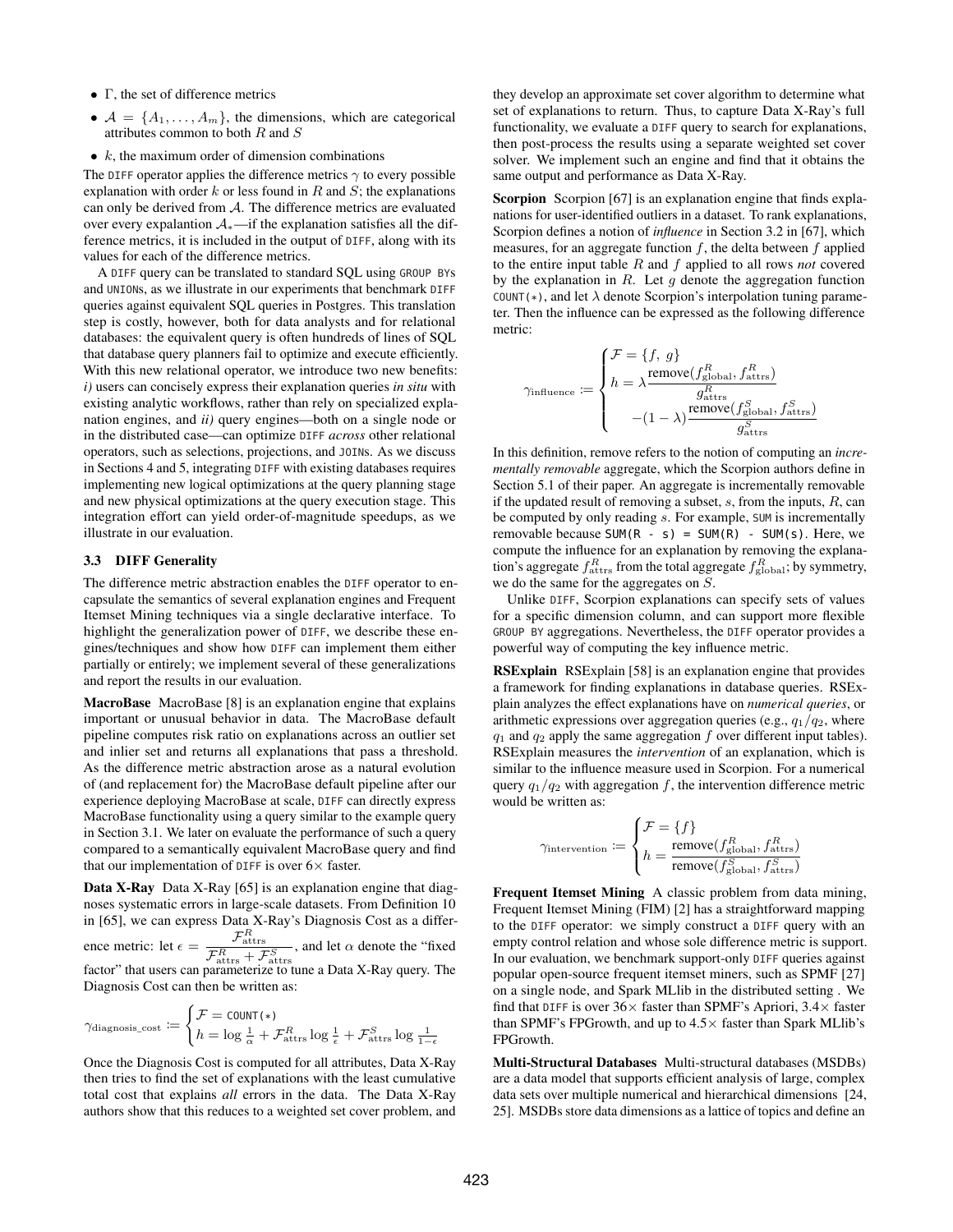- $\Gamma$, the set of difference metrics
- $\mathcal{A} = \{A_1, \ldots, A_m\}$, the dimensions, which are categorical attributes common to both $R$ and $S$
- $k$, the maximum order of dimension combinations

The `DIFF` operator applies the difference metrics $\gamma$ to every possible explanation with order $k$ or less found in $R$ and $S$; the explanations can only be derived from $\mathcal{A}$. The difference metrics are evaluated over every expalantion $\mathcal{A}_*$—if the explanation satisfies all the difference metrics, it is included in the output of `DIFF`, along with its values for each of the difference metrics.

A `DIFF` query can be translated to standard SQL using `GROUP BY`s and `UNION`s, as we illustrate in our experiments that benchmark `DIFF` queries against equivalent SQL queries in Postgres. This translation step is costly, however, both for data analysts and for relational databases: the equivalent query is often hundreds of lines of SQL that database query planners fail to optimize and execute efficiently. With this new relational operator, we introduce two new benefits: *i)* users can concisely express their explanation queries *in situ* with existing analytic workflows, rather than rely on specialized explanation engines, and *ii)* query engines—both on a single node or in the distributed case—can optimize `DIFF` *across* other relational operators, such as selections, projections, and `JOIN`s. As we discuss in Sections 4 and 5, integrating `DIFF` with existing databases requires implementing new logical optimizations at the query planning stage and new physical optimizations at the query execution stage. This integration effort can yield order-of-magnitude speedups, as we illustrate in our evaluation.

### 3.3 DIFF Generality

The difference metric abstraction enables the `DIFF` operator to encapsulate the semantics of several explanation engines and Frequent Itemset Mining techniques via a single declarative interface. To highlight the generalization power of `DIFF`, we describe these engines/techniques and show how `DIFF` can implement them either partially or entirely; we implement several of these generalizations and report the results in our evaluation.

**MacroBase** MacroBase [8] is an explanation engine that explains important or unusual behavior in data. The MacroBase default pipeline computes risk ratio on explanations across an outlier set and inlier set and returns all explanations that pass a threshold. As the difference metric abstraction arose as a natural evolution of (and replacement for) the MacroBase default pipeline after our experience deploying MacroBase at scale, `DIFF` can directly express MacroBase functionality using a query similar to the example query in Section 3.1. We later on evaluate the performance of such a query compared to a semantically equivalent MacroBase query and find that our implementation of `DIFF` is over 6× faster.

**Data X-Ray** Data X-Ray [65] is an explanation engine that diagnoses systematic errors in large-scale datasets. From Definition 10 in [65], we can express Data X-Ray's Diagnosis Cost as a difference metric: let $\epsilon = \frac{\mathcal{F}^R_{\text{attrs}}}{\mathcal{F}^R_{\text{attrs}} + \mathcal{F}^S_{\text{attrs}}}$, and let $\alpha$ denote the "fixed factor" that users can parameterize to tune a Data X-Ray query. The Diagnosis Cost can then be written as:

$$\gamma_{\text{diagnosis\_cost}} := \begin{cases} \mathcal{F} = \texttt{COUNT(*)} \\ h = \log \frac{1}{\alpha} + \mathcal{F}^R_{\text{attrs}} \log \frac{1}{\epsilon} + \mathcal{F}^S_{\text{attrs}} \log \frac{1}{1-\epsilon} \end{cases}$$

Once the Diagnosis Cost is computed for all attributes, Data X-Ray then tries to find the set of explanations with the least cumulative total cost that explains *all* errors in the data. The Data X-Ray authors show that this reduces to a weighted set cover problem, and they develop an approximate set cover algorithm to determine what set of explanations to return. Thus, to capture Data X-Ray's full functionality, we evaluate a `DIFF` query to search for explanations, then post-process the results using a separate weighted set cover solver. We implement such an engine and find that it obtains the same output and performance as Data X-Ray.

**Scorpion** Scorpion [67] is an explanation engine that finds explanations for user-identified outliers in a dataset. To rank explanations, Scorpion defines a notion of *influence* in Section 3.2 in [67], which measures, for an aggregate function $f$, the delta between $f$ applied to the entire input table $R$ and $f$ applied to all rows *not* covered by the explanation in $R$. Let $g$ denote the aggregation function `COUNT(*)`, and let $\lambda$ denote Scorpion's interpolation tuning parameter. Then the influence can be expressed as the following difference metric:

$$\gamma_{\text{influence}} := \begin{cases} \mathcal{F} = \{f,\ g\} \\ h = \lambda \dfrac{\text{remove}(f^R_{\text{global}}, f^R_{\text{attrs}})}{g^R_{\text{attrs}}} \\ \qquad - (1-\lambda) \dfrac{\text{remove}(f^S_{\text{global}}, f^S_{\text{attrs}})}{g^S_{\text{attrs}}} \end{cases}$$

In this definition, remove refers to the notion of computing an *incrementally removable* aggregate, which the Scorpion authors define in Section 5.1 of their paper. An aggregate is incrementally removable if the updated result of removing a subset, $s$, from the inputs, $R$, can be computed by only reading $s$. For example, `SUM` is incrementally removable because `SUM(R - s) = SUM(R) - SUM(s)`. Here, we compute the influence for an explanation by removing the explanation's aggregate $f^R_{\text{attrs}}$ from the total aggregate $f^R_{\text{global}}$; by symmetry, we do the same for the aggregates on $S$.

Unlike `DIFF`, Scorpion explanations can specify sets of values for a specific dimension column, and can support more flexible `GROUP BY` aggregations. Nevertheless, the `DIFF` operator provides a powerful way of computing the key influence metric.

**RSExplain** RSExplain [58] is an explanation engine that provides a framework for finding explanations in database queries. RSExplain analyzes the effect explanations have on *numerical queries*, or arithmetic expressions over aggregation queries (e.g., $q_1/q_2$, where $q_1$ and $q_2$ apply the same aggregation $f$ over different input tables). RSExplain measures the *intervention* of an explanation, which is similar to the influence measure used in Scorpion. For a numerical query $q_1/q_2$ with aggregation $f$, the intervention difference metric would be written as:

$$\gamma_{\text{intervention}} := \begin{cases} \mathcal{F} = \{f\} \\ h = \dfrac{\text{remove}(f^R_{\text{global}}, f^R_{\text{attrs}})}{\text{remove}(f^S_{\text{global}}, f^S_{\text{attrs}})} \end{cases}$$

**Frequent Itemset Mining** A classic problem from data mining, Frequent Itemset Mining (FIM) [2] has a straightforward mapping to the `DIFF` operator: we simply construct a `DIFF` query with an empty control relation and whose sole difference metric is support. In our evaluation, we benchmark support-only `DIFF` queries against popular open-source frequent itemset miners, such as SPMF [27] on a single node, and Spark MLlib in the distributed setting . We find that `DIFF` is over 36× faster than SPMF's Apriori, 3.4× faster than SPMF's FPGrowth, and up to 4.5× faster than Spark MLlib's FPGrowth.

**Multi-Structural Databases** Multi-structural databases (MSDBs) are a data model that supports efficient analysis of large, complex data sets over multiple numerical and hierarchical dimensions [24, 25]. MSDBs store data dimensions as a lattice of topics and define an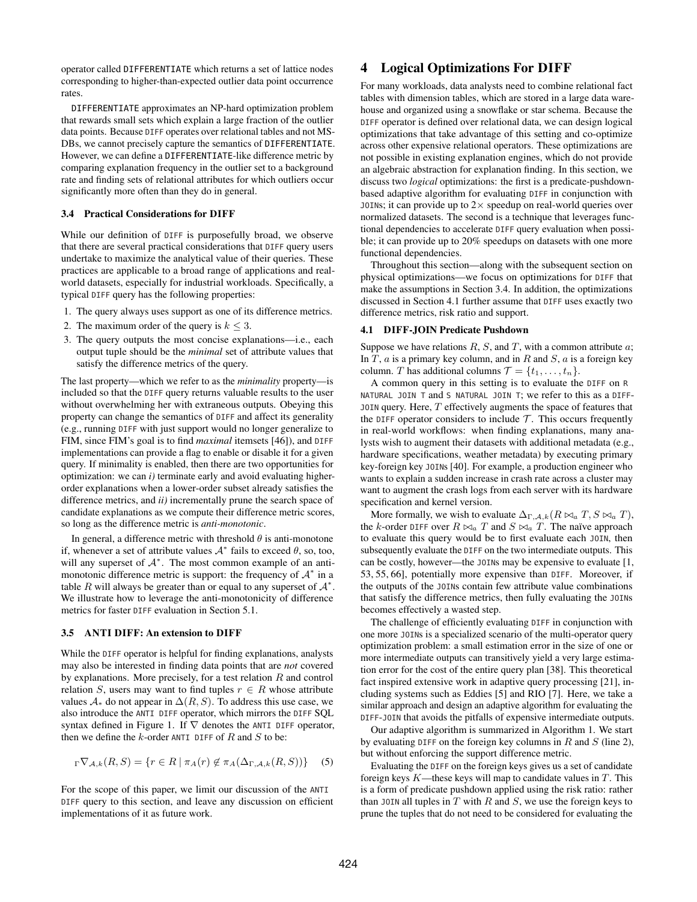operator called DIFFERENTIATE which returns a set of lattice nodes corresponding to higher-than-expected outlier data point occurrence rates.

DIFFERENTIATE approximates an NP-hard optimization problem that rewards small sets which explain a large fraction of the outlier data points. Because DIFF operates over relational tables and not MS-DBs, we cannot precisely capture the semantics of DIFFERENTIATE. However, we can define a DIFFERENTIATE-like difference metric by comparing explanation frequency in the outlier set to a background rate and finding sets of relational attributes for which outliers occur significantly more often than they do in general.

### 3.4 Practical Considerations for DIFF

While our definition of DIFF is purposefully broad, we observe that there are several practical considerations that DIFF query users undertake to maximize the analytical value of their queries. These practices are applicable to a broad range of applications and real-world datasets, especially for industrial workloads. Specifically, a typical DIFF query has the following properties:

1. The query always uses support as one of its difference metrics.
2. The maximum order of the query is $k \leq 3$.
3. The query outputs the most concise explanations—i.e., each output tuple should be the *minimal* set of attribute values that satisfy the difference metrics of the query.

The last property—which we refer to as the *minimality* property—is included so that the DIFF query returns valuable results to the user without overwhelming her with extraneous outputs. Obeying this property can change the semantics of DIFF and affect its generality (e.g., running DIFF with just support would no longer generalize to FIM, since FIM's goal is to find *maximal* itemsets [46]), and DIFF implementations can provide a flag to enable or disable it for a given query. If minimality is enabled, then there are two opportunities for optimization: we can *i)* terminate early and avoid evaluating higher-order explanations when a lower-order subset already satisfies the difference metrics, and *ii)* incrementally prune the search space of candidate explanations as we compute their difference metric scores, so long as the difference metric is *anti-monotonic*.

In general, a difference metric with threshold $\theta$ is anti-monotone if, whenever a set of attribute values $\mathcal{A}^*$ fails to exceed $\theta$, so, too, will any superset of $\mathcal{A}^*$. The most common example of an anti-monotonic difference metric is support: the frequency of $\mathcal{A}^*$ in a table $R$ will always be greater than or equal to any superset of $\mathcal{A}^*$. We illustrate how to leverage the anti-monotonicity of difference metrics for faster DIFF evaluation in Section 5.1.

### 3.5 ANTI DIFF: An extension to DIFF

While the DIFF operator is helpful for finding explanations, analysts may also be interested in finding data points that are *not* covered by explanations. More precisely, for a test relation $R$ and control relation $S$, users may want to find tuples $r \in R$ whose attribute values $\mathcal{A}_*$ do not appear in $\Delta(R, S)$. To address this use case, we also introduce the ANTI DIFF operator, which mirrors the DIFF SQL syntax defined in Figure 1. If $\nabla$ denotes the ANTI DIFF operator, then we define the $k$-order ANTI DIFF of $R$ and $S$ to be:

$$_{\Gamma}\nabla_{\mathcal{A},k}(R, S) = \{r \in R \mid \pi_A(r) \notin \pi_A(\Delta_{\Gamma,\mathcal{A},k}(R, S))\} \quad (5)$$

For the scope of this paper, we limit our discussion of the ANTI DIFF query to this section, and leave any discussion on efficient implementations of it as future work.

# 4 Logical Optimizations For DIFF

For many workloads, data analysts need to combine relational fact tables with dimension tables, which are stored in a large data warehouse and organized using a snowflake or star schema. Because the DIFF operator is defined over relational data, we can design logical optimizations that take advantage of this setting and co-optimize across other expensive relational operators. These optimizations are not possible in existing explanation engines, which do not provide an algebraic abstraction for explanation finding. In this section, we discuss two *logical* optimizations: the first is a predicate-pushdown-based adaptive algorithm for evaluating DIFF in conjunction with JOINs; it can provide up to $2\times$ speedup on real-world queries over normalized datasets. The second is a technique that leverages functional dependencies to accelerate DIFF query evaluation when possible; it can provide up to 20% speedups on datasets with one more functional dependencies.

Throughout this section—along with the subsequent section on physical optimizations—we focus on optimizations for DIFF that make the assumptions in Section 3.4. In addition, the optimizations discussed in Section 4.1 further assume that DIFF uses exactly two difference metrics, risk ratio and support.

### 4.1 DIFF-JOIN Predicate Pushdown

Suppose we have relations $R$, $S$, and $T$, with a common attribute $a$; In $T$, $a$ is a primary key column, and in $R$ and $S$, $a$ is a foreign key column. $T$ has additional columns $\mathcal{T} = \{t_1, \ldots, t_n\}$.

A common query in this setting is to evaluate the DIFF on R NATURAL JOIN T and S NATURAL JOIN T; we refer to this as a DIFF-JOIN query. Here, $T$ effectively augments the space of features that the DIFF operator considers to include $\mathcal{T}$. This occurs frequently in real-world workflows: when finding explanations, many analysts wish to augment their datasets with additional metadata (e.g., hardware specifications, weather metadata) by executing primary key-foreign key JOINs [40]. For example, a production engineer who wants to explain a sudden increase in crash rate across a cluster may want to augment the crash logs from each server with its hardware specification and kernel version.

More formally, we wish to evaluate $\Delta_{\Gamma,\mathcal{A},k}(R \bowtie_a T, S \bowtie_a T)$, the $k$-order DIFF over $R \bowtie_a T$ and $S \bowtie_a T$. The naïve approach to evaluate this query would be to first evaluate each JOIN, then subsequently evaluate the DIFF on the two intermediate outputs. This can be costly, however—the JOINs may be expensive to evaluate [1, 53, 55, 66], potentially more expensive than DIFF. Moreover, if the outputs of the JOINs contain few attribute value combinations that satisfy the difference metrics, then fully evaluating the JOINs becomes effectively a wasted step.

The challenge of efficiently evaluating DIFF in conjunction with one more JOINs is a specialized scenario of the multi-operator query optimization problem: a small estimation error in the size of one or more intermediate outputs can transitively yield a very large estimation error for the cost of the entire query plan [38]. This theoretical fact inspired extensive work in adaptive query processing [21], including systems such as Eddies [5] and RIO [7]. Here, we take a similar approach and design an adaptive algorithm for evaluating the DIFF-JOIN that avoids the pitfalls of expensive intermediate outputs.

Our adaptive algorithm is summarized in Algorithm 1. We start by evaluating DIFF on the foreign key columns in $R$ and $S$ (line 2), but without enforcing the support difference metric.

Evaluating the DIFF on the foreign keys gives us a set of candidate foreign keys $K$—these keys will map to candidate values in $T$. This is a form of predicate pushdown applied using the risk ratio: rather than JOIN all tuples in $T$ with $R$ and $S$, we use the foreign keys to prune the tuples that do not need to be considered for evaluating the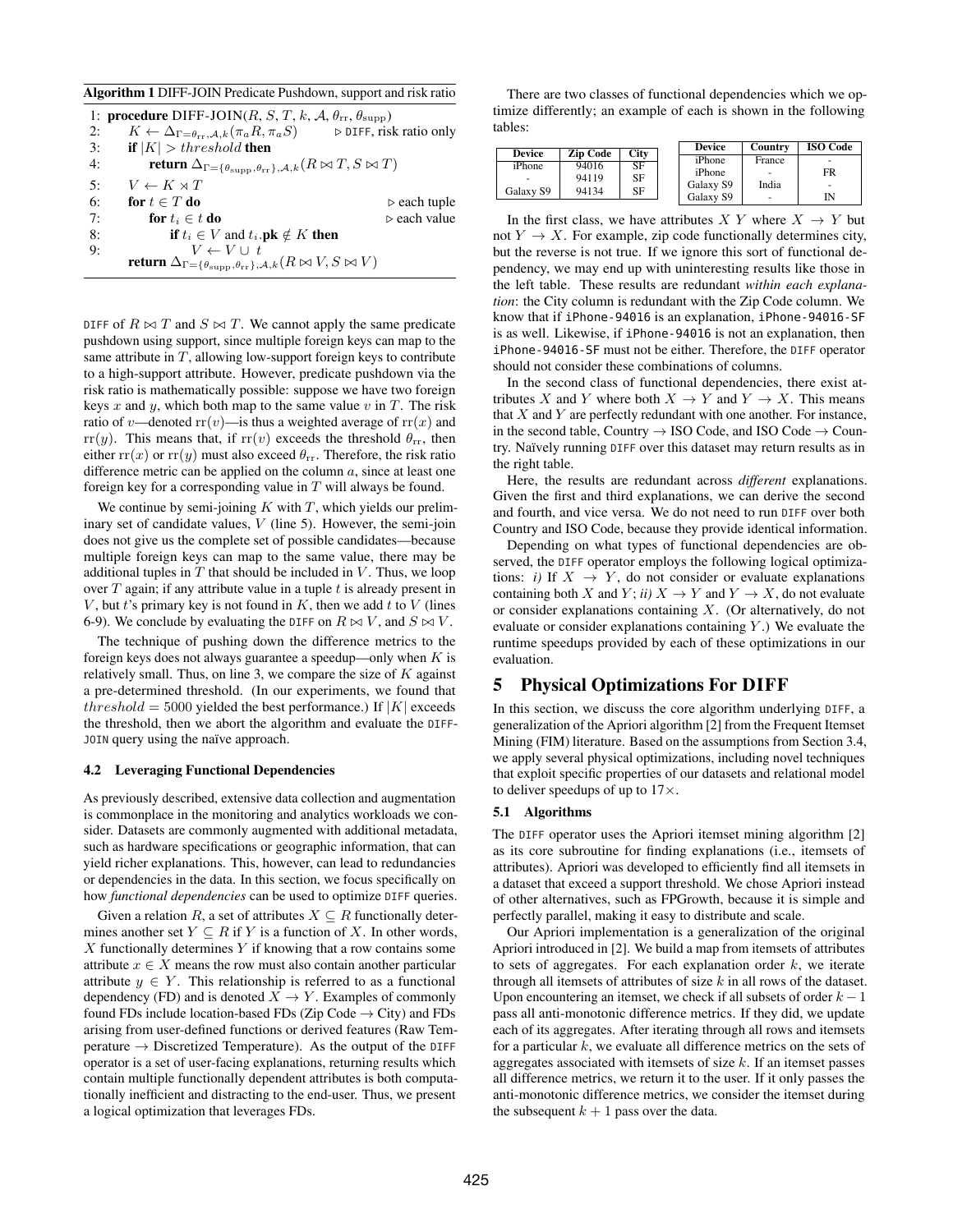**Algorithm 1** DIFF-JOIN Predicate Pushdown, support and risk ratio

```
1: procedure DIFF-JOIN(R, S, T, k, A, θ_rr, θ_supp)
2:     K ← Δ_{Γ=θ_rr,A,k}(π_a R, π_a S)              ▷ DIFF, risk ratio only
3:     if |K| > threshold then
4:         return Δ_{Γ={θ_supp,θ_rr},A,k}(R ⋈ T, S ⋈ T)
5:     V ← K ⋊ T
6:     for t ∈ T do                                   ▷ each tuple
7:         for t_i ∈ t do                             ▷ each value
8:             if t_i ∈ V and t_i.pk ∉ K then
9:                 V ← V ∪ t
       return Δ_{Γ={θ_supp,θ_rr},A,k}(R ⋈ V, S ⋈ V)
```

DIFF of $R \bowtie T$ and $S \bowtie T$. We cannot apply the same predicate pushdown using support, since multiple foreign keys can map to the same attribute in $T$, allowing low-support foreign keys to contribute to a high-support attribute. However, predicate pushdown via the risk ratio is mathematically possible: suppose we have two foreign keys $x$ and $y$, which both map to the same value $v$ in $T$. The risk ratio of $v$—denoted $\mathrm{rr}(v)$—is thus a weighted average of $\mathrm{rr}(x)$ and $\mathrm{rr}(y)$. This means that, if $\mathrm{rr}(v)$ exceeds the threshold $\theta_{\mathrm{rr}}$, then either $\mathrm{rr}(x)$ or $\mathrm{rr}(y)$ must also exceed $\theta_{\mathrm{rr}}$. Therefore, the risk ratio difference metric can be applied on the column $a$, since at least one foreign key for a corresponding value in $T$ will always be found.

We continue by semi-joining $K$ with $T$, which yields our preliminary set of candidate values, $V$ (line 5). However, the semi-join does not give us the complete set of possible candidates—because multiple foreign keys can map to the same value, there may be additional tuples in $T$ that should be included in $V$. Thus, we loop over $T$ again; if any attribute value in a tuple $t$ is already present in $V$, but $t$'s primary key is not found in $K$, then we add $t$ to $V$ (lines 6-9). We conclude by evaluating the DIFF on $R \bowtie V$, and $S \bowtie V$.

The technique of pushing down the difference metrics to the foreign keys does not always guarantee a speedup—only when $K$ is relatively small. Thus, on line 3, we compare the size of $K$ against a pre-determined threshold. (In our experiments, we found that $threshold = 5000$ yielded the best performance.) If $|K|$ exceeds the threshold, then we abort the algorithm and evaluate the DIFF-JOIN query using the naïve approach.

### 4.2 Leveraging Functional Dependencies

As previously described, extensive data collection and augmentation is commonplace in the monitoring and analytics workloads we consider. Datasets are commonly augmented with additional metadata, such as hardware specifications or geographic information, that can yield richer explanations. This, however, can lead to redundancies or dependencies in the data. In this section, we focus specifically on how *functional dependencies* can be used to optimize DIFF queries.

Given a relation $R$, a set of attributes $X \subseteq R$ functionally determines another set $Y \subseteq R$ if $Y$ is a function of $X$. In other words, $X$ functionally determines $Y$ if knowing that a row contains some attribute $x \in X$ means the row must also contain another particular attribute $y \in Y$. This relationship is referred to as a functional dependency (FD) and is denoted $X \to Y$. Examples of commonly found FDs include location-based FDs (Zip Code $\to$ City) and FDs arising from user-defined functions or derived features (Raw Temperature $\to$ Discretized Temperature). As the output of the DIFF operator is a set of user-facing explanations, returning results which contain multiple functionally dependent attributes is both computationally inefficient and distracting to the end-user. Thus, we present a logical optimization that leverages FDs.

There are two classes of functional dependencies which we optimize differently; an example of each is shown in the following tables:

| Device | Zip Code | City |
|---|---|---|
| iPhone | 94016 | SF |
| - | 94119 | SF |
| Galaxy S9 | 94134 | SF |

| Device | Country | ISO Code |
|---|---|---|
| iPhone | France | - |
| iPhone | - | FR |
| Galaxy S9 | India | - |
| Galaxy S9 | - | IN |

In the first class, we have attributes $X$ $Y$ where $X \to Y$ but not $Y \to X$. For example, zip code functionally determines city, but the reverse is not true. If we ignore this sort of functional dependency, we may end up with uninteresting results like those in the left table. These results are redundant *within each explanation*: the City column is redundant with the Zip Code column. We know that if iPhone-94016 is an explanation, iPhone-94016-SF is as well. Likewise, if iPhone-94016 is not an explanation, then iPhone-94016-SF must not be either. Therefore, the DIFF operator should not consider these combinations of columns.

In the second class of functional dependencies, there exist attributes $X$ and $Y$ where both $X \to Y$ and $Y \to X$. This means that $X$ and $Y$ are perfectly redundant with one another. For instance, in the second table, Country $\to$ ISO Code, and ISO Code $\to$ Country. Naïvely running DIFF over this dataset may return results as in the right table.

Here, the results are redundant across *different* explanations. Given the first and third explanations, we can derive the second and fourth, and vice versa. We do not need to run DIFF over both Country and ISO Code, because they provide identical information.

Depending on what types of functional dependencies are observed, the DIFF operator employs the following logical optimizations: *i)* If $X \to Y$, do not consider or evaluate explanations containing both $X$ and $Y$; *ii)* $X \to Y$ and $Y \to X$, do not evaluate or consider explanations containing $X$. (Or alternatively, do not evaluate or consider explanations containing $Y$.) We evaluate the runtime speedups provided by each of these optimizations in our evaluation.

## 5 Physical Optimizations For DIFF

In this section, we discuss the core algorithm underlying DIFF, a generalization of the Apriori algorithm [2] from the Frequent Itemset Mining (FIM) literature. Based on the assumptions from Section 3.4, we apply several physical optimizations, including novel techniques that exploit specific properties of our datasets and relational model to deliver speedups of up to 17×.

### 5.1 Algorithms

The DIFF operator uses the Apriori itemset mining algorithm [2] as its core subroutine for finding explanations (i.e., itemsets of attributes). Apriori was developed to efficiently find all itemsets in a dataset that exceed a support threshold. We chose Apriori instead of other alternatives, such as FPGrowth, because it is simple and perfectly parallel, making it easy to distribute and scale.

Our Apriori implementation is a generalization of the original Apriori introduced in [2]. We build a map from itemsets of attributes to sets of aggregates. For each explanation order $k$, we iterate through all itemsets of attributes of size $k$ in all rows of the dataset. Upon encountering an itemset, we check if all subsets of order $k-1$ pass all anti-monotonic difference metrics. If they did, we update each of its aggregates. After iterating through all rows and itemsets for a particular $k$, we evaluate all difference metrics on the sets of aggregates associated with itemsets of size $k$. If an itemset passes all difference metrics, we return it to the user. If it only passes the anti-monotonic difference metrics, we consider the itemset during the subsequent $k+1$ pass over the data.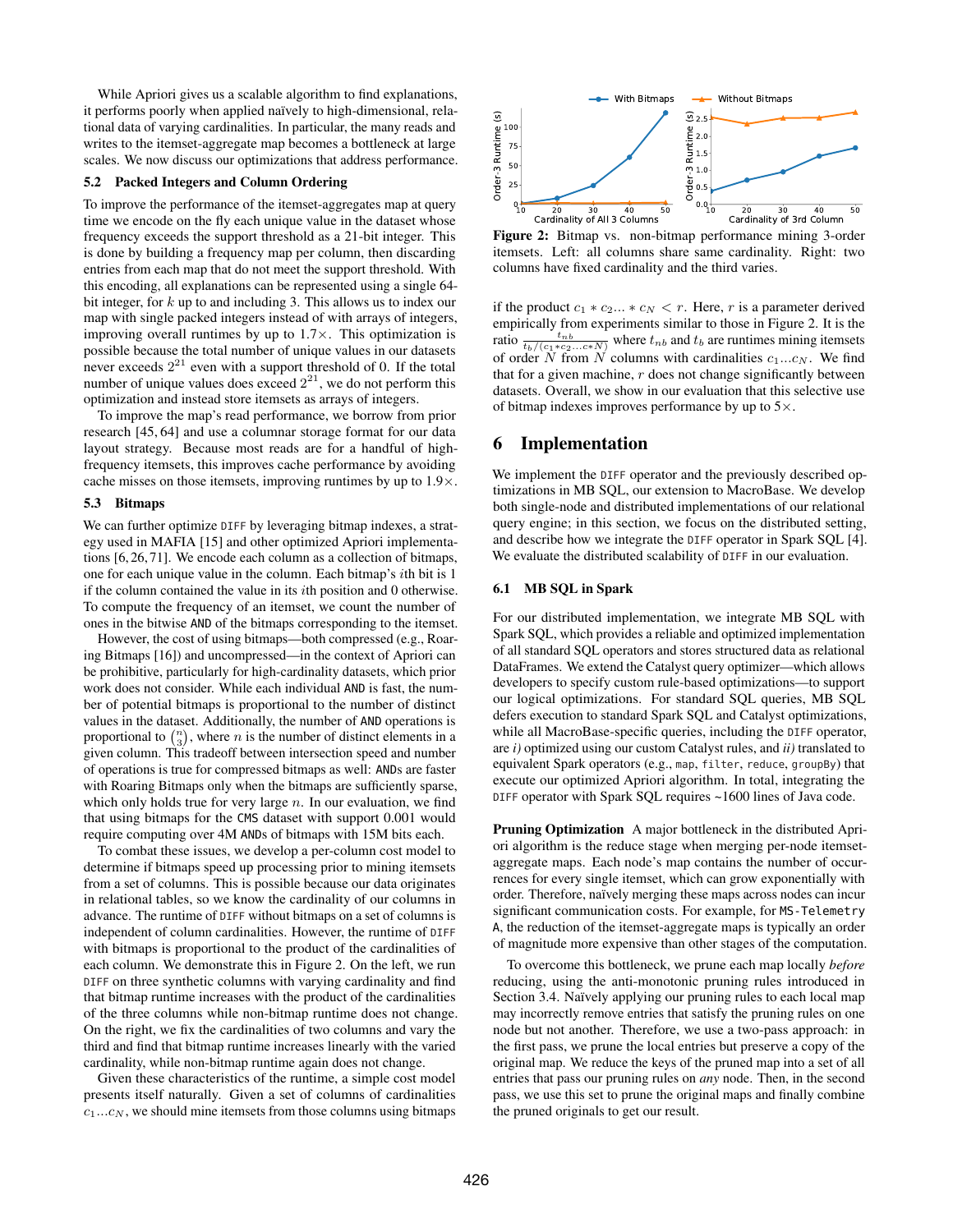While Apriori gives us a scalable algorithm to find explanations, it performs poorly when applied naïvely to high-dimensional, relational data of varying cardinalities. In particular, the many reads and writes to the itemset-aggregate map becomes a bottleneck at large scales. We now discuss our optimizations that address performance.

### 5.2 Packed Integers and Column Ordering

To improve the performance of the itemset-aggregates map at query time we encode on the fly each unique value in the dataset whose frequency exceeds the support threshold as a 21-bit integer. This is done by building a frequency map per column, then discarding entries from each map that do not meet the support threshold. With this encoding, all explanations can be represented using a single 64-bit integer, for $k$ up to and including 3. This allows us to index our map with single packed integers instead of with arrays of integers, improving overall runtimes by up to 1.7×. This optimization is possible because the total number of unique values in our datasets never exceeds $2^{21}$ even with a support threshold of 0. If the total number of unique values does exceed $2^{21}$, we do not perform this optimization and instead store itemsets as arrays of integers.

To improve the map's read performance, we borrow from prior research [45, 64] and use a columnar storage format for our data layout strategy. Because most reads are for a handful of high-frequency itemsets, this improves cache performance by avoiding cache misses on those itemsets, improving runtimes by up to 1.9×.

### 5.3 Bitmaps

We can further optimize DIFF by leveraging bitmap indexes, a strategy used in MAFIA [15] and other optimized Apriori implementations [6, 26, 71]. We encode each column as a collection of bitmaps, one for each unique value in the column. Each bitmap's $i$th bit is 1 if the column contained the value in its $i$th position and 0 otherwise. To compute the frequency of an itemset, we count the number of ones in the bitwise AND of the bitmaps corresponding to the itemset.

However, the cost of using bitmaps—both compressed (e.g., Roaring Bitmaps [16]) and uncompressed—in the context of Apriori can be prohibitive, particularly for high-cardinality datasets, which prior work does not consider. While each individual AND is fast, the number of potential bitmaps is proportional to the number of distinct values in the dataset. Additionally, the number of AND operations is proportional to $\binom{n}{3}$, where $n$ is the number of distinct elements in a given column. This tradeoff between intersection speed and number of operations is true for compressed bitmaps as well: ANDs are faster with Roaring Bitmaps only when the bitmaps are sufficiently sparse, which only holds true for very large $n$. In our evaluation, we find that using bitmaps for the CMS dataset with support 0.001 would require computing over 4M ANDs of bitmaps with 15M bits each.

To combat these issues, we develop a per-column cost model to determine if bitmaps speed up processing prior to mining itemsets from a set of columns. This is possible because our data originates in relational tables, so we know the cardinality of our columns in advance. The runtime of DIFF without bitmaps on a set of columns is independent of column cardinalities. However, the runtime of DIFF with bitmaps is proportional to the product of the cardinalities of each column. We demonstrate this in Figure 2. On the left, we run DIFF on three synthetic columns with varying cardinality and find that bitmap runtime increases with the product of the cardinalities of the three columns while non-bitmap runtime does not change. On the right, we fix the cardinalities of two columns and vary the third and find that bitmap runtime increases linearly with the varied cardinality, while non-bitmap runtime again does not change.

Given these characteristics of the runtime, a simple cost model presents itself naturally. Given a set of columns of cardinalities $c_1 \ldots c_N$, we should mine itemsets from those columns using bitmaps if the product $c_1 * c_2 \ldots * c_N < r$. Here, $r$ is a parameter derived empirically from experiments similar to those in Figure 2. It is the ratio $\frac{t_{nb}}{t_b/(c_1 * c_2 \ldots c * N)}$ where $t_{nb}$ and $t_b$ are runtimes mining itemsets of order $N$ from $N$ columns with cardinalities $c_1 \ldots c_N$. We find that for a given machine, $r$ does not change significantly between datasets. Overall, we show in our evaluation that this selective use of bitmap indexes improves performance by up to 5×.

**Figure 2:** Bitmap vs. non-bitmap performance mining 3-order itemsets. Left: all columns share same cardinality. Right: two columns have fixed cardinality and the third varies.

## 6 Implementation

We implement the DIFF operator and the previously described optimizations in MB SQL, our extension to MacroBase. We develop both single-node and distributed implementations of our relational query engine; in this section, we focus on the distributed setting, and describe how we integrate the DIFF operator in Spark SQL [4]. We evaluate the distributed scalability of DIFF in our evaluation.

### 6.1 MB SQL in Spark

For our distributed implementation, we integrate MB SQL with Spark SQL, which provides a reliable and optimized implementation of all standard SQL operators and stores structured data as relational DataFrames. We extend the Catalyst query optimizer—which allows developers to specify custom rule-based optimizations—to support our logical optimizations. For standard SQL queries, MB SQL defers execution to standard Spark SQL and Catalyst optimizations, while all MacroBase-specific queries, including the DIFF operator, are *i)* optimized using our custom Catalyst rules, and *ii)* translated to equivalent Spark operators (e.g., map, filter, reduce, groupBy) that execute our optimized Apriori algorithm. In total, integrating the DIFF operator with Spark SQL requires ~1600 lines of Java code.

**Pruning Optimization** A major bottleneck in the distributed Apriori algorithm is the reduce stage when merging per-node itemset-aggregate maps. Each node's map contains the number of occurrences for every single itemset, which can grow exponentially with order. Therefore, naïvely merging these maps across nodes can incur significant communication costs. For example, for MS-Telemetry A, the reduction of the itemset-aggregate maps is typically an order of magnitude more expensive than other stages of the computation.

To overcome this bottleneck, we prune each map locally *before* reducing, using the anti-monotonic pruning rules introduced in Section 3.4. Naïvely applying our pruning rules to each local map may incorrectly remove entries that satisfy the pruning rules on one node but not another. Therefore, we use a two-pass approach: in the first pass, we prune the local entries but preserve a copy of the original map. We reduce the keys of the pruned map into a set of all entries that pass our pruning rules on *any* node. Then, in the second pass, we use this set to prune the original maps and finally combine the pruned originals to get our result.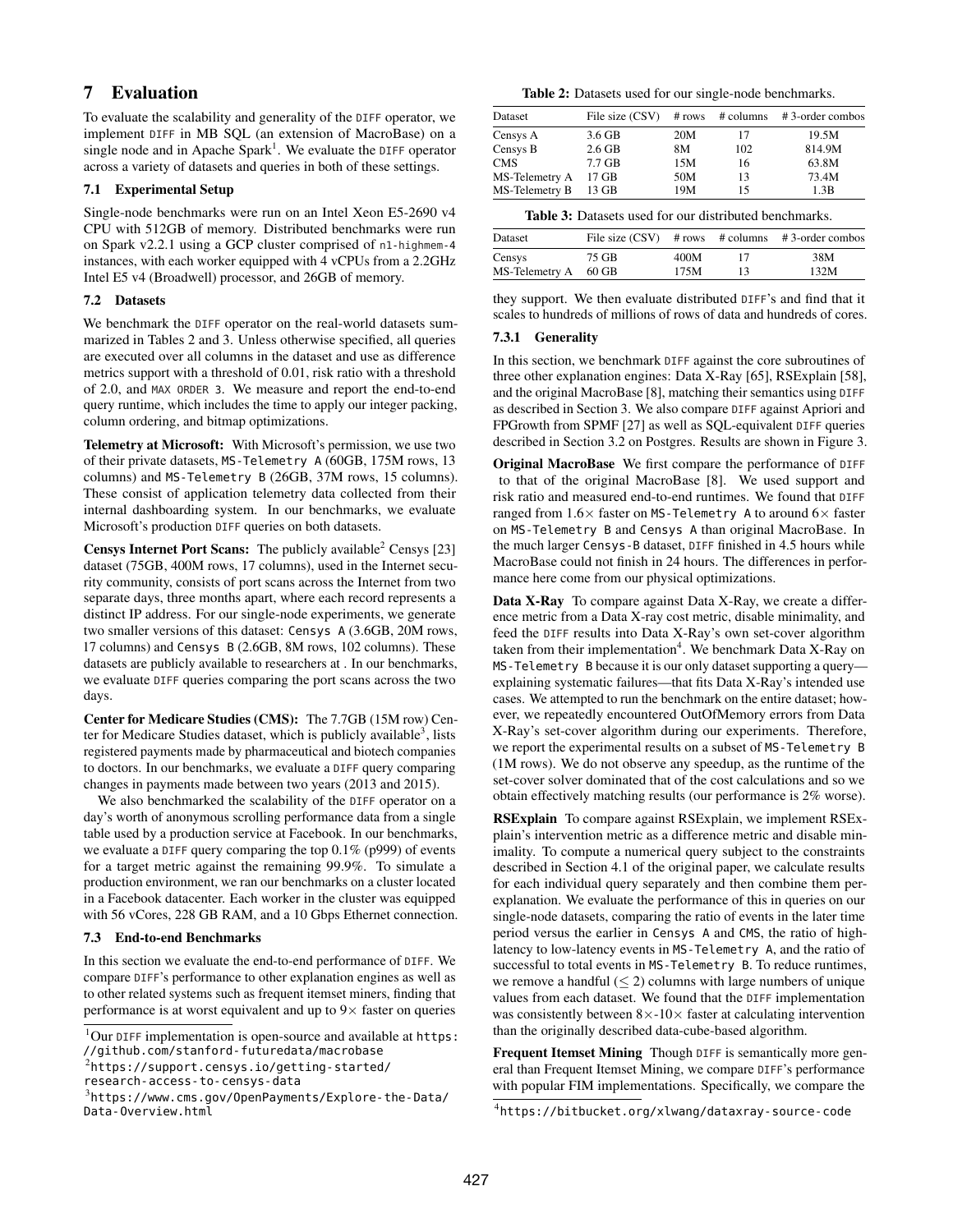# 7 Evaluation

To evaluate the scalability and generality of the DIFF operator, we implement DIFF in MB SQL (an extension of MacroBase) on a single node and in Apache Spark[1]. We evaluate the DIFF operator across a variety of datasets and queries in both of these settings.

## 7.1 Experimental Setup

Single-node benchmarks were run on an Intel Xeon E5-2690 v4 CPU with 512GB of memory. Distributed benchmarks were run on Spark v2.2.1 using a GCP cluster comprised of n1-highmem-4 instances, with each worker equipped with 4 vCPUs from a 2.2GHz Intel E5 v4 (Broadwell) processor, and 26GB of memory.

## 7.2 Datasets

We benchmark the DIFF operator on the real-world datasets summarized in Tables 2 and 3. Unless otherwise specified, all queries are executed over all columns in the dataset and use as difference metrics support with a threshold of 0.01, risk ratio with a threshold of 2.0, and MAX ORDER 3. We measure and report the end-to-end query runtime, which includes the time to apply our integer packing, column ordering, and bitmap optimizations.

**Telemetry at Microsoft:** With Microsoft's permission, we use two of their private datasets, MS-Telemetry A (60GB, 175M rows, 13 columns) and MS-Telemetry B (26GB, 37M rows, 15 columns). These consist of application telemetry data collected from their internal dashboarding system. In our benchmarks, we evaluate Microsoft's production DIFF queries on both datasets.

**Censys Internet Port Scans:** The publicly available[2] Censys [23] dataset (75GB, 400M rows, 17 columns), used in the Internet security community, consists of port scans across the Internet from two separate days, three months apart, where each record represents a distinct IP address. For our single-node experiments, we generate two smaller versions of this dataset: Censys A (3.6GB, 20M rows, 17 columns) and Censys B (2.6GB, 8M rows, 102 columns). These datasets are publicly available to researchers at . In our benchmarks, we evaluate DIFF queries comparing the port scans across the two days.

**Center for Medicare Studies (CMS):** The 7.7GB (15M row) Center for Medicare Studies dataset, which is publicly available[3], lists registered payments made by pharmaceutical and biotech companies to doctors. In our benchmarks, we evaluate a DIFF query comparing changes in payments made between two years (2013 and 2015).

We also benchmarked the scalability of the DIFF operator on a day's worth of anonymous scrolling performance data from a single table used by a production service at Facebook. In our benchmarks, we evaluate a DIFF query comparing the top 0.1% (p999) of events for a target metric against the remaining 99.9%. To simulate a production environment, we ran our benchmarks on a cluster located in a Facebook datacenter. Each worker in the cluster was equipped with 56 vCores, 228 GB RAM, and a 10 Gbps Ethernet connection.

## 7.3 End-to-end Benchmarks

In this section we evaluate the end-to-end performance of DIFF. We compare DIFF's performance to other explanation engines as well as to other related systems such as frequent itemset miners, finding that performance is at worst equivalent and up to 9× faster on queries they support. We then evaluate distributed DIFF's and find that it scales to hundreds of millions of rows of data and hundreds of cores.

**Table 2:** Datasets used for our single-node benchmarks.

| Dataset | File size (CSV) | # rows | # columns | # 3-order combos |
|---|---|---|---|---|
| Censys A | 3.6 GB | 20M | 17 | 19.5M |
| Censys B | 2.6 GB | 8M | 102 | 814.9M |
| CMS | 7.7 GB | 15M | 16 | 63.8M |
| MS-Telemetry A | 17 GB | 50M | 13 | 73.4M |
| MS-Telemetry B | 13 GB | 19M | 15 | 1.3B |

**Table 3:** Datasets used for our distributed benchmarks.

| Dataset | File size (CSV) | # rows | # columns | # 3-order combos |
|---|---|---|---|---|
| Censys | 75 GB | 400M | 17 | 38M |
| MS-Telemetry A | 60 GB | 175M | 13 | 132M |

### 7.3.1 Generality

In this section, we benchmark DIFF against the core subroutines of three other explanation engines: Data X-Ray [65], RSExplain [58], and the original MacroBase [8], matching their semantics using DIFF as described in Section 3. We also compare DIFF against Apriori and FPGrowth from SPMF [27] as well as SQL-equivalent DIFF queries described in Section 3.2 on Postgres. Results are shown in Figure 3.

**Original MacroBase** We first compare the performance of DIFF to that of the original MacroBase [8]. We used support and risk ratio and measured end-to-end runtimes. We found that DIFF ranged from 1.6× faster on MS-Telemetry A to around 6× faster on MS-Telemetry B and Censys A than original MacroBase. In the much larger Censys-B dataset, DIFF finished in 4.5 hours while MacroBase could not finish in 24 hours. The differences in performance here come from our physical optimizations.

**Data X-Ray** To compare against Data X-Ray, we create a difference metric from a Data X-ray cost metric, disable minimality, and feed the DIFF results into Data X-Ray's own set-cover algorithm taken from their implementation[4]. We benchmark Data X-Ray on MS-Telemetry B because it is our only dataset supporting a query—explaining systematic failures—that fits Data X-Ray's intended use cases. We attempted to run the benchmark on the entire dataset; however, we repeatedly encountered OutOfMemory errors from Data X-Ray's set-cover algorithm during our experiments. Therefore, we report the experimental results on a subset of MS-Telemetry B (1M rows). We do not observe any speedup, as the runtime of the set-cover solver dominated that of the cost calculations and so we obtain effectively matching results (our performance is 2% worse).

**RSExplain** To compare against RSExplain, we implement RSExplain's intervention metric as a difference metric and disable minimality. To compute a numerical query subject to the constraints described in Section 4.1 of the original paper, we calculate results for each individual query separately and then combine them per-explanation. We evaluate the performance of this in queries on our single-node datasets, comparing the ratio of events in the later time period versus the earlier in Censys A and CMS, the ratio of high-latency to low-latency events in MS-Telemetry A, and the ratio of successful to total events in MS-Telemetry B. To reduce runtimes, we remove a handful ($\leq 2$) columns with large numbers of unique values from each dataset. We found that the DIFF implementation was consistently between 8×-10× faster at calculating intervention than the originally described data-cube-based algorithm.

**Frequent Itemset Mining** Though DIFF is semantically more general than Frequent Itemset Mining, we compare DIFF's performance with popular FIM implementations. Specifically, we compare the

[1] Our DIFF implementation is open-source and available at https://github.com/stanford-futuredata/macrobase

[2] https://support.censys.io/getting-started/research-access-to-censys-data

[3] https://www.cms.gov/OpenPayments/Explore-the-Data/Data-Overview.html

[4] https://bitbucket.org/xlwang/dataxray-source-code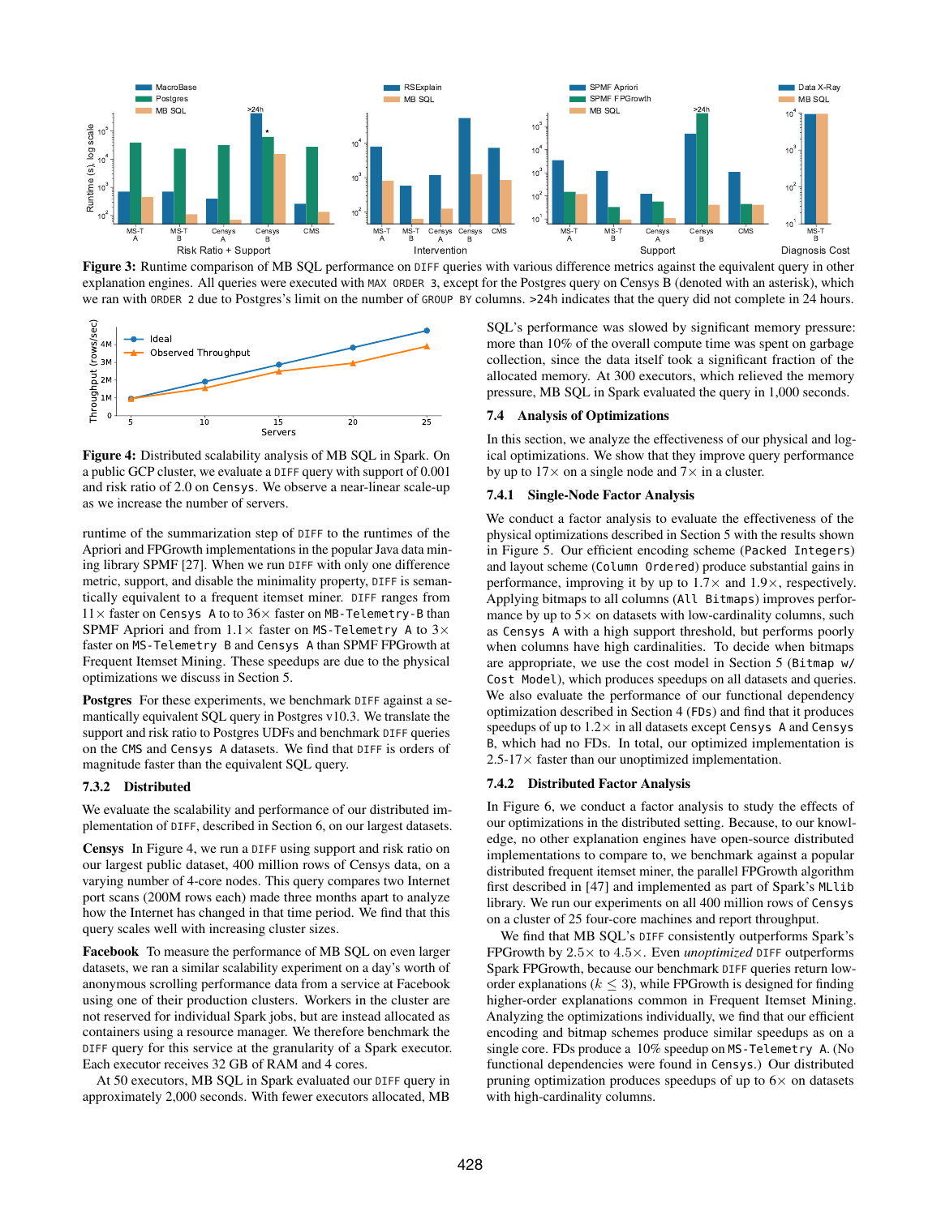**Figure 3:** Runtime comparison of MB SQL performance on `DIFF` queries with various difference metrics against the equivalent query in other explanation engines. All queries were executed with `MAX ORDER 3`, except for the Postgres query on Censys B (denoted with an asterisk), which we ran with `ORDER 2` due to Postgres's limit on the number of `GROUP BY` columns. >24h indicates that the query did not complete in 24 hours.

**Figure 4:** Distributed scalability analysis of MB SQL in Spark. On a public GCP cluster, we evaluate a `DIFF` query with support of 0.001 and risk ratio of 2.0 on `Censys`. We observe a near-linear scale-up as we increase the number of servers.

runtime of the summarization step of `DIFF` to the runtimes of the Apriori and FPGrowth implementations in the popular Java data mining library SPMF [27]. When we run `DIFF` with only one difference metric, support, and disable the minimality property, `DIFF` is semantically equivalent to a frequent itemset miner. `DIFF` ranges from 11× faster on `Censys A` to to 36× faster on `MB-Telemetry-B` than SPMF Apriori and from 1.1× faster on `MS-Telemetry A` to 3× faster on `MS-Telemetry B` and `Censys A` than SPMF FPGrowth at Frequent Itemset Mining. These speedups are due to the physical optimizations we discuss in Section 5.

**Postgres** For these experiments, we benchmark `DIFF` against a semantically equivalent SQL query in Postgres v10.3. We translate the support and risk ratio to Postgres UDFs and benchmark `DIFF` queries on the `CMS` and `Censys A` datasets. We find that `DIFF` is orders of magnitude faster than the equivalent SQL query.

### 7.3.2 Distributed

We evaluate the scalability and performance of our distributed implementation of `DIFF`, described in Section 6, on our largest datasets.

**Censys** In Figure 4, we run a `DIFF` using support and risk ratio on our largest public dataset, 400 million rows of Censys data, on a varying number of 4-core nodes. This query compares two Internet port scans (200M rows each) made three months apart to analyze how the Internet has changed in that time period. We find that this query scales well with increasing cluster sizes.

**Facebook** To measure the performance of MB SQL on even larger datasets, we ran a similar scalability experiment on a day's worth of anonymous scrolling performance data from a service at Facebook using one of their production clusters. Workers in the cluster are not reserved for individual Spark jobs, but are instead allocated as containers using a resource manager. We therefore benchmark the `DIFF` query for this service at the granularity of a Spark executor. Each executor receives 32 GB of RAM and 4 cores.

At 50 executors, MB SQL in Spark evaluated our `DIFF` query in approximately 2,000 seconds. With fewer executors allocated, MB SQL's performance was slowed by significant memory pressure: more than 10% of the overall compute time was spent on garbage collection, since the data itself took a significant fraction of the allocated memory. At 300 executors, which relieved the memory pressure, MB SQL in Spark evaluated the query in 1,000 seconds.

## 7.4 Analysis of Optimizations

In this section, we analyze the effectiveness of our physical and logical optimizations. We show that they improve query performance by up to 17× on a single node and 7× in a cluster.

### 7.4.1 Single-Node Factor Analysis

We conduct a factor analysis to evaluate the effectiveness of the physical optimizations described in Section 5 with the results shown in Figure 5. Our efficient encoding scheme (`Packed Integers`) and layout scheme (`Column Ordered`) produce substantial gains in performance, improving it by up to 1.7× and 1.9×, respectively. Applying bitmaps to all columns (`All Bitmaps`) improves performance by up to 5× on datasets with low-cardinality columns, such as `Censys A` with a high support threshold, but performs poorly when columns have high cardinalities. To decide when bitmaps are appropriate, we use the cost model in Section 5 (`Bitmap w/ Cost Model`), which produces speedups on all datasets and queries. We also evaluate the performance of our functional dependency optimization described in Section 4 (`FDs`) and find that it produces speedups of up to 1.2× in all datasets except `Censys A` and `Censys B`, which had no FDs. In total, our optimized implementation is 2.5-17× faster than our unoptimized implementation.

### 7.4.2 Distributed Factor Analysis

In Figure 6, we conduct a factor analysis to study the effects of our optimizations in the distributed setting. Because, to our knowledge, no other explanation engines have open-source distributed implementations to compare to, we benchmark against a popular distributed frequent itemset miner, the parallel FPGrowth algorithm first described in [47] and implemented as part of Spark's `MLlib` library. We run our experiments on all 400 million rows of `Censys` on a cluster of 25 four-core machines and report throughput.

We find that MB SQL's `DIFF` consistently outperforms Spark's FPGrowth by 2.5× to 4.5×. Even *unoptimized* `DIFF` outperforms Spark FPGrowth, because our benchmark `DIFF` queries return low-order explanations ($k \leq 3$), while FPGrowth is designed for finding higher-order explanations common in Frequent Itemset Mining. Analyzing the optimizations individually, we find that our efficient encoding and bitmap schemes produce similar speedups as on a single core. FDs produce a 10% speedup on `MS-Telemetry A`. (No functional dependencies were found in `Censys`.) Our distributed pruning optimization produces speedups of up to 6× on datasets with high-cardinality columns.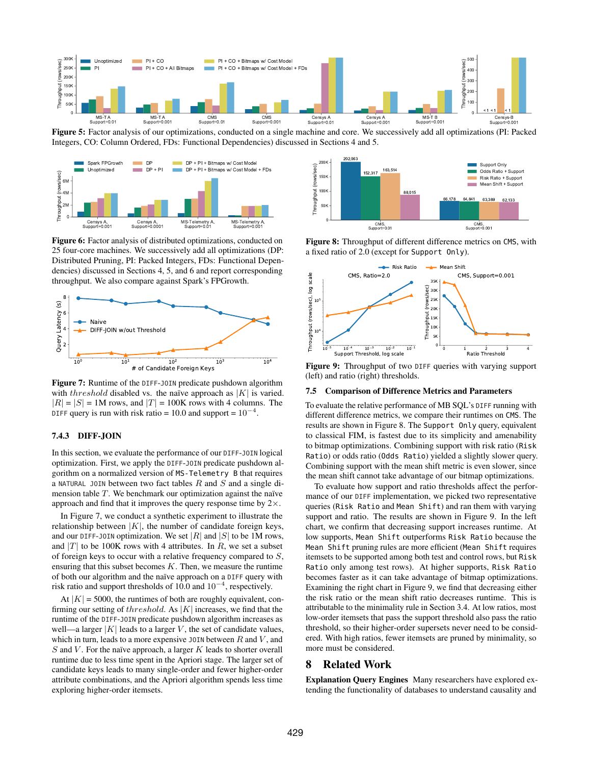**Figure 5:** Factor analysis of our optimizations, conducted on a single machine and core. We successively add all optimizations (PI: Packed Integers, CO: Column Ordered, FDs: Functional Dependencies) discussed in Sections 4 and 5.

**Figure 6:** Factor analysis of distributed optimizations, conducted on 25 four-core machines. We successively add all optimizations (DP: Distributed Pruning, PI: Packed Integers, FDs: Functional Dependencies) discussed in Sections 4, 5, and 6 and report corresponding throughput. We also compare against Spark's FPGrowth.

**Figure 7:** Runtime of the `DIFF-JOIN` predicate pushdown algorithm with *threshold* disabled vs. the naïve approach as $|K|$ is varied. $|R| = |S|$ = 1M rows, and $|T|$ = 100K rows with 4 columns. The `DIFF` query is run with risk ratio = 10.0 and support = $10^{-4}$.

### 7.4.3 DIFF-JOIN

In this section, we evaluate the performance of our `DIFF-JOIN` logical optimization. First, we apply the `DIFF-JOIN` predicate pushdown algorithm on a normalized version of `MS-Telemetry B` that requires a `NATURAL JOIN` between two fact tables $R$ and $S$ and a single dimension table $T$. We benchmark our optimization against the naïve approach and find that it improves the query response time by 2×.

In Figure 7, we conduct a synthetic experiment to illustrate the relationship between $|K|$, the number of candidate foreign keys, and our `DIFF-JOIN` optimization. We set $|R|$ and $|S|$ to be 1M rows, and $|T|$ to be 100K rows with 4 attributes. In $R$, we set a subset of foreign keys to occur with a relative frequency compared to $S$, ensuring that this subset becomes $K$. Then, we measure the runtime of both our algorithm and the naïve approach on a `DIFF` query with risk ratio and support thresholds of 10.0 and $10^{-4}$, respectively.

At $|K|$ = 5000, the runtimes of both are roughly equivalent, confirming our setting of *threshold*. As $|K|$ increases, we find that the runtime of the `DIFF-JOIN` predicate pushdown algorithm increases as well—a larger $|K|$ leads to a larger $V$, the set of candidate values, which in turn, leads to a more expensive `JOIN` between $R$ and $V$, and $S$ and $V$. For the naïve approach, a larger $K$ leads to shorter overall runtime due to less time spent in the Apriori stage. The larger set of candidate keys leads to many single-order and fewer higher-order attribute combinations, and the Apriori algorithm spends less time exploring higher-order itemsets.

**Figure 8:** Throughput of different difference metrics on `CMS`, with a fixed ratio of 2.0 (except for `Support Only`).

**Figure 9:** Throughput of two `DIFF` queries with varying support (left) and ratio (right) thresholds.

### 7.5 Comparison of Difference Metrics and Parameters

To evaluate the relative performance of MB SQL's `DIFF` running with different difference metrics, we compare their runtimes on `CMS`. The results are shown in Figure 8. The `Support Only` query, equivalent to classical FIM, is fastest due to its simplicity and amenability to bitmap optimizations. Combining support with risk ratio (`Risk Ratio`) or odds ratio (`Odds Ratio`) yielded a slightly slower query. Combining support with the mean shift metric is even slower, since the mean shift cannot take advantage of our bitmap optimizations.

To evaluate how support and ratio thresholds affect the performance of our `DIFF` implementation, we picked two representative queries (`Risk Ratio` and `Mean Shift`) and ran them with varying support and ratio. The results are shown in Figure 9. In the left chart, we confirm that decreasing support increases runtime. At low supports, `Mean Shift` outperforms `Risk Ratio` because the `Mean Shift` pruning rules are more efficient (`Mean Shift` requires itemsets to be supported among both test and control rows, but `Risk Ratio` only among test rows). At higher supports, `Risk Ratio` becomes faster as it can take advantage of bitmap optimizations. Examining the right chart in Figure 9, we find that decreasing either the risk ratio or the mean shift ratio decreases runtime. This is attributable to the minimality rule in Section 3.4. At low ratios, most low-order itemsets that pass the support threshold also pass the ratio threshold, so their higher-order supersets never need to be considered. With high ratios, fewer itemsets are pruned by minimality, so more must be considered.

# 8 Related Work

**Explanation Query Engines** Many researchers have explored extending the functionality of databases to understand causality and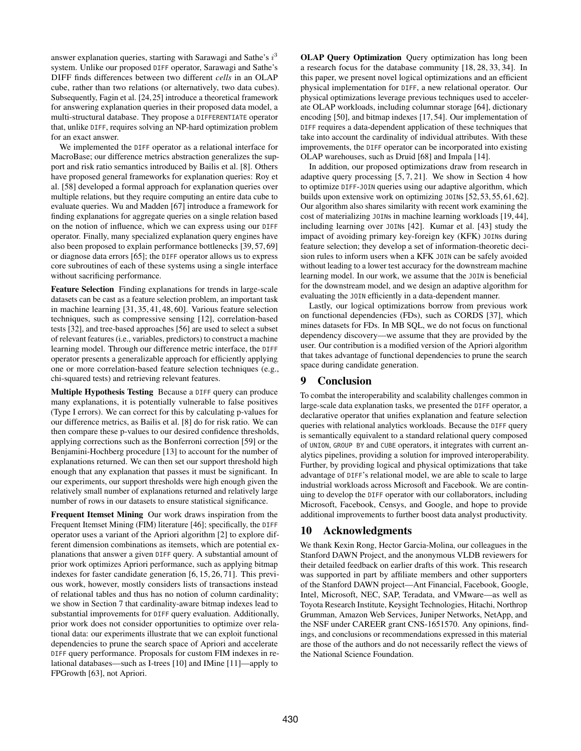answer explanation queries, starting with Sarawagi and Sathe's $i^3$ system. Unlike our proposed DIFF operator, Sarawagi and Sathe's DIFF finds differences between two different *cells* in an OLAP cube, rather than two relations (or alternatively, two data cubes). Subsequently, Fagin et al. [24, 25] introduce a theoretical framework for answering explanation queries in their proposed data model, a multi-structural database. They propose a DIFFERENTIATE operator that, unlike DIFF, requires solving an NP-hard optimization problem for an exact answer.

We implemented the DIFF operator as a relational interface for MacroBase; our difference metrics abstraction generalizes the support and risk ratio semantics introduced by Bailis et al. [8]. Others have proposed general frameworks for explanation queries: Roy et al. [58] developed a formal approach for explanation queries over multiple relations, but they require computing an entire data cube to evaluate queries. Wu and Madden [67] introduce a framework for finding explanations for aggregate queries on a single relation based on the notion of influence, which we can express using our DIFF operator. Finally, many specialized explanation query engines have also been proposed to explain performance bottlenecks [39, 57, 69] or diagnose data errors [65]; the DIFF operator allows us to express core subroutines of each of these systems using a single interface without sacrificing performance.

**Feature Selection** Finding explanations for trends in large-scale datasets can be cast as a feature selection problem, an important task in machine learning [31, 35, 41, 48, 60]. Various feature selection techniques, such as compressive sensing [12], correlation-based tests [32], and tree-based approaches [56] are used to select a subset of relevant features (i.e., variables, predictors) to construct a machine learning model. Through our difference metric interface, the DIFF operator presents a generalizable approach for efficiently applying one or more correlation-based feature selection techniques (e.g., chi-squared tests) and retrieving relevant features.

**Multiple Hypothesis Testing** Because a DIFF query can produce many explanations, it is potentially vulnerable to false positives (Type I errors). We can correct for this by calculating p-values for our difference metrics, as Bailis et al. [8] do for risk ratio. We can then compare these p-values to our desired confidence thresholds, applying corrections such as the Bonferroni correction [59] or the Benjamini-Hochberg procedure [13] to account for the number of explanations returned. We can then set our support threshold high enough that any explanation that passes it must be significant. In our experiments, our support thresholds were high enough given the relatively small number of explanations returned and relatively large number of rows in our datasets to ensure statistical significance.

**Frequent Itemset Mining** Our work draws inspiration from the Frequent Itemset Mining (FIM) literature [46]; specifically, the DIFF operator uses a variant of the Apriori algorithm [2] to explore different dimension combinations as itemsets, which are potential explanations that answer a given DIFF query. A substantial amount of prior work optimizes Apriori performance, such as applying bitmap indexes for faster candidate generation [6, 15, 26, 71]. This previous work, however, mostly considers lists of transactions instead of relational tables and thus has no notion of column cardinality; we show in Section 7 that cardinality-aware bitmap indexes lead to substantial improvements for DIFF query evaluation. Additionally, prior work does not consider opportunities to optimize over relational data: our experiments illustrate that we can exploit functional dependencies to prune the search space of Apriori and accelerate DIFF query performance. Proposals for custom FIM indexes in relational databases—such as I-trees [10] and IMine [11]—apply to FPGrowth [63], not Apriori.

**OLAP Query Optimization** Query optimization has long been a research focus for the database community [18, 28, 33, 34]. In this paper, we present novel logical optimizations and an efficient physical implementation for DIFF, a new relational operator. Our physical optimizations leverage previous techniques used to accelerate OLAP workloads, including columnar storage [64], dictionary encoding [50], and bitmap indexes [17, 54]. Our implementation of DIFF requires a data-dependent application of these techniques that take into account the cardinality of individual attributes. With these improvements, the DIFF operator can be incorporated into existing OLAP warehouses, such as Druid [68] and Impala [14].

In addition, our proposed optimizations draw from research in adaptive query processing [5, 7, 21]. We show in Section 4 how to optimize DIFF-JOIN queries using our adaptive algorithm, which builds upon extensive work on optimizing JOINs [52, 53, 55, 61, 62]. Our algorithm also shares similarity with recent work examining the cost of materializing JOINs in machine learning workloads [19, 44], including learning over JOINs [42]. Kumar et al. [43] study the impact of avoiding primary key-foreign key (KFK) JOINs during feature selection; they develop a set of information-theoretic decision rules to inform users when a KFK JOIN can be safely avoided without leading to a lower test accuracy for the downstream machine learning model. In our work, we assume that the JOIN is beneficial for the downstream model, and we design an adaptive algorithm for evaluating the JOIN efficiently in a data-dependent manner.

Lastly, our logical optimizations borrow from previous work on functional dependencies (FDs), such as CORDS [37], which mines datasets for FDs. In MB SQL, we do not focus on functional dependency discovery—we assume that they are provided by the user. Our contribution is a modified version of the Apriori algorithm that takes advantage of functional dependencies to prune the search space during candidate generation.

# 9 Conclusion

To combat the interoperability and scalability challenges common in large-scale data explanation tasks, we presented the DIFF operator, a declarative operator that unifies explanation and feature selection queries with relational analytics workloads. Because the DIFF query is semantically equivalent to a standard relational query composed of UNION, GROUP BY and CUBE operators, it integrates with current analytics pipelines, providing a solution for improved interoperability. Further, by providing logical and physical optimizations that take advantage of DIFF's relational model, we are able to scale to large industrial workloads across Microsoft and Facebook. We are continuing to develop the DIFF operator with our collaborators, including Microsoft, Facebook, Censys, and Google, and hope to provide additional improvements to further boost data analyst productivity.

# 10 Acknowledgments

We thank Kexin Rong, Hector Garcia-Molina, our colleagues in the Stanford DAWN Project, and the anonymous VLDB reviewers for their detailed feedback on earlier drafts of this work. This research was supported in part by affiliate members and other supporters of the Stanford DAWN project—Ant Financial, Facebook, Google, Intel, Microsoft, NEC, SAP, Teradata, and VMware—as well as Toyota Research Institute, Keysight Technologies, Hitachi, Northrop Grumman, Amazon Web Services, Juniper Networks, NetApp, and the NSF under CAREER grant CNS-1651570. Any opinions, findings, and conclusions or recommendations expressed in this material are those of the authors and do not necessarily reflect the views of the National Science Foundation.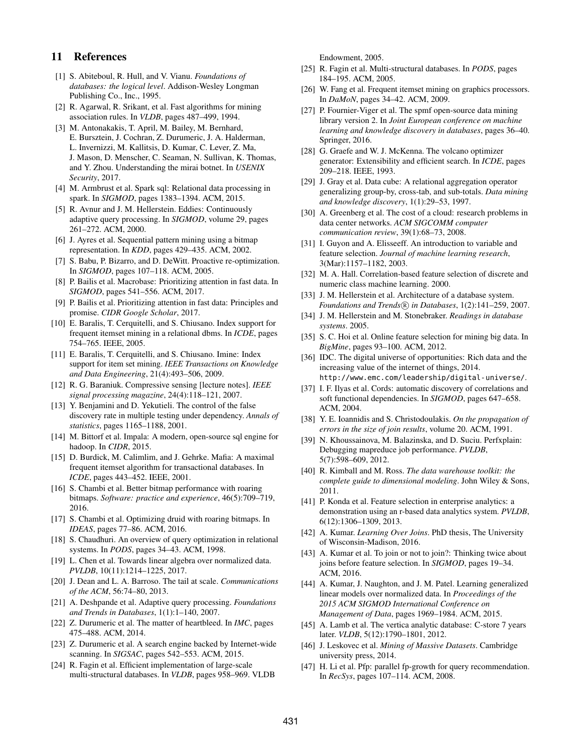## 11 References

[1] S. Abiteboul, R. Hull, and V. Vianu. *Foundations of databases: the logical level*. Addison-Wesley Longman Publishing Co., Inc., 1995.

[2] R. Agarwal, R. Srikant, et al. Fast algorithms for mining association rules. In *VLDB*, pages 487–499, 1994.

[3] M. Antonakakis, T. April, M. Bailey, M. Bernhard, E. Bursztein, J. Cochran, Z. Durumeric, J. A. Halderman, L. Invernizzi, M. Kallitsis, D. Kumar, C. Lever, Z. Ma, J. Mason, D. Menscher, C. Seaman, N. Sullivan, K. Thomas, and Y. Zhou. Understanding the mirai botnet. In *USENIX Security*, 2017.

[4] M. Armbrust et al. Spark sql: Relational data processing in spark. In *SIGMOD*, pages 1383–1394. ACM, 2015.

[5] R. Avnur and J. M. Hellerstein. Eddies: Continuously adaptive query processing. In *SIGMOD*, volume 29, pages 261–272. ACM, 2000.

[6] J. Ayres et al. Sequential pattern mining using a bitmap representation. In *KDD*, pages 429–435. ACM, 2002.

[7] S. Babu, P. Bizarro, and D. DeWitt. Proactive re-optimization. In *SIGMOD*, pages 107–118. ACM, 2005.

[8] P. Bailis et al. Macrobase: Prioritizing attention in fast data. In *SIGMOD*, pages 541–556. ACM, 2017.

[9] P. Bailis et al. Prioritizing attention in fast data: Principles and promise. *CIDR Google Scholar*, 2017.

[10] E. Baralis, T. Cerquitelli, and S. Chiusano. Index support for frequent itemset mining in a relational dbms. In *ICDE*, pages 754–765. IEEE, 2005.

[11] E. Baralis, T. Cerquitelli, and S. Chiusano. Imine: Index support for item set mining. *IEEE Transactions on Knowledge and Data Engineering*, 21(4):493–506, 2009.

[12] R. G. Baraniuk. Compressive sensing [lecture notes]. *IEEE signal processing magazine*, 24(4):118–121, 2007.

[13] Y. Benjamini and D. Yekutieli. The control of the false discovery rate in multiple testing under dependency. *Annals of statistics*, pages 1165–1188, 2001.

[14] M. Bittorf et al. Impala: A modern, open-source sql engine for hadoop. In *CIDR*, 2015.

[15] D. Burdick, M. Calimlim, and J. Gehrke. Mafia: A maximal frequent itemset algorithm for transactional databases. In *ICDE*, pages 443–452. IEEE, 2001.

[16] S. Chambi et al. Better bitmap performance with roaring bitmaps. *Software: practice and experience*, 46(5):709–719, 2016.

[17] S. Chambi et al. Optimizing druid with roaring bitmaps. In *IDEAS*, pages 77–86. ACM, 2016.

[18] S. Chaudhuri. An overview of query optimization in relational systems. In *PODS*, pages 34–43. ACM, 1998.

[19] L. Chen et al. Towards linear algebra over normalized data. *PVLDB*, 10(11):1214–1225, 2017.

[20] J. Dean and L. A. Barroso. The tail at scale. *Communications of the ACM*, 56:74–80, 2013.

[21] A. Deshpande et al. Adaptive query processing. *Foundations and Trends in Databases*, 1(1):1–140, 2007.

[22] Z. Durumeric et al. The matter of heartbleed. In *IMC*, pages 475–488. ACM, 2014.

[23] Z. Durumeric et al. A search engine backed by Internet-wide scanning. In *SIGSAC*, pages 542–553. ACM, 2015.

[24] R. Fagin et al. Efficient implementation of large-scale multi-structural databases. In *VLDB*, pages 958–969. VLDB Endowment, 2005.

[25] R. Fagin et al. Multi-structural databases. In *PODS*, pages 184–195. ACM, 2005.

[26] W. Fang et al. Frequent itemset mining on graphics processors. In *DaMoN*, pages 34–42. ACM, 2009.

[27] P. Fournier-Viger et al. The spmf open-source data mining library version 2. In *Joint European conference on machine learning and knowledge discovery in databases*, pages 36–40. Springer, 2016.

[28] G. Graefe and W. J. McKenna. The volcano optimizer generator: Extensibility and efficient search. In *ICDE*, pages 209–218. IEEE, 1993.

[29] J. Gray et al. Data cube: A relational aggregation operator generalizing group-by, cross-tab, and sub-totals. *Data mining and knowledge discovery*, 1(1):29–53, 1997.

[30] A. Greenberg et al. The cost of a cloud: research problems in data center networks. *ACM SIGCOMM computer communication review*, 39(1):68–73, 2008.

[31] I. Guyon and A. Elisseeff. An introduction to variable and feature selection. *Journal of machine learning research*, 3(Mar):1157–1182, 2003.

[32] M. A. Hall. Correlation-based feature selection of discrete and numeric class machine learning. 2000.

[33] J. M. Hellerstein et al. Architecture of a database system. *Foundations and Trends® in Databases*, 1(2):141–259, 2007.

[34] J. M. Hellerstein and M. Stonebraker. *Readings in database systems*. 2005.

[35] S. C. Hoi et al. Online feature selection for mining big data. In *BigMine*, pages 93–100. ACM, 2012.

[36] IDC. The digital universe of opportunities: Rich data and the increasing value of the internet of things, 2014. http://www.emc.com/leadership/digital-universe/.

[37] I. F. Ilyas et al. Cords: automatic discovery of correlations and soft functional dependencies. In *SIGMOD*, pages 647–658. ACM, 2004.

[38] Y. E. Ioannidis and S. Christodoulakis. *On the propagation of errors in the size of join results*, volume 20. ACM, 1991.

[39] N. Khoussainova, M. Balazinska, and D. Suciu. Perfxplain: Debugging mapreduce job performance. *PVLDB*, 5(7):598–609, 2012.

[40] R. Kimball and M. Ross. *The data warehouse toolkit: the complete guide to dimensional modeling*. John Wiley & Sons, 2011.

[41] P. Konda et al. Feature selection in enterprise analytics: a demonstration using an r-based data analytics system. *PVLDB*, 6(12):1306–1309, 2013.

[42] A. Kumar. *Learning Over Joins*. PhD thesis, The University of Wisconsin-Madison, 2016.

[43] A. Kumar et al. To join or not to join?: Thinking twice about joins before feature selection. In *SIGMOD*, pages 19–34. ACM, 2016.

[44] A. Kumar, J. Naughton, and J. M. Patel. Learning generalized linear models over normalized data. In *Proceedings of the 2015 ACM SIGMOD International Conference on Management of Data*, pages 1969–1984. ACM, 2015.

[45] A. Lamb et al. The vertica analytic database: C-store 7 years later. *VLDB*, 5(12):1790–1801, 2012.

[46] J. Leskovec et al. *Mining of Massive Datasets*. Cambridge university press, 2014.

[47] H. Li et al. Pfp: parallel fp-growth for query recommendation. In *RecSys*, pages 107–114. ACM, 2008.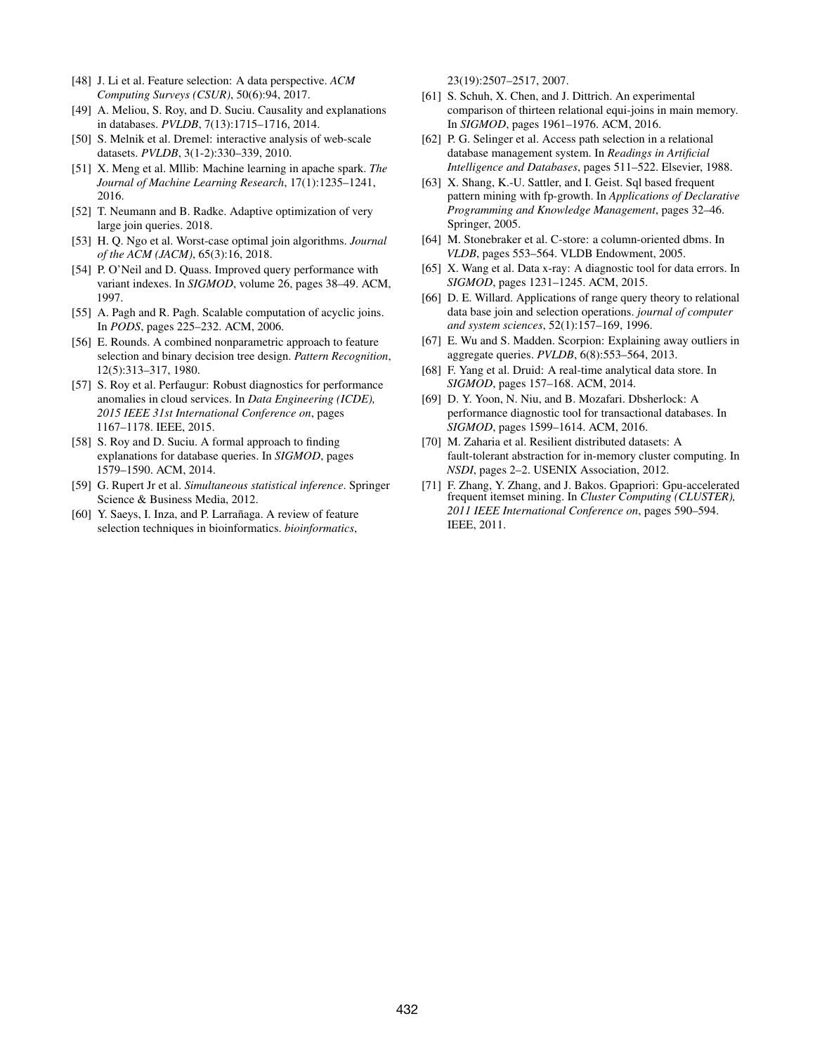[48] J. Li et al. Feature selection: A data perspective. *ACM Computing Surveys (CSUR)*, 50(6):94, 2017.

[49] A. Meliou, S. Roy, and D. Suciu. Causality and explanations in databases. *PVLDB*, 7(13):1715–1716, 2014.

[50] S. Melnik et al. Dremel: interactive analysis of web-scale datasets. *PVLDB*, 3(1-2):330–339, 2010.

[51] X. Meng et al. Mllib: Machine learning in apache spark. *The Journal of Machine Learning Research*, 17(1):1235–1241, 2016.

[52] T. Neumann and B. Radke. Adaptive optimization of very large join queries. 2018.

[53] H. Q. Ngo et al. Worst-case optimal join algorithms. *Journal of the ACM (JACM)*, 65(3):16, 2018.

[54] P. O'Neil and D. Quass. Improved query performance with variant indexes. In *SIGMOD*, volume 26, pages 38–49. ACM, 1997.

[55] A. Pagh and R. Pagh. Scalable computation of acyclic joins. In *PODS*, pages 225–232. ACM, 2006.

[56] E. Rounds. A combined nonparametric approach to feature selection and binary decision tree design. *Pattern Recognition*, 12(5):313–317, 1980.

[57] S. Roy et al. Perfaugur: Robust diagnostics for performance anomalies in cloud services. In *Data Engineering (ICDE), 2015 IEEE 31st International Conference on*, pages 1167–1178. IEEE, 2015.

[58] S. Roy and D. Suciu. A formal approach to finding explanations for database queries. In *SIGMOD*, pages 1579–1590. ACM, 2014.

[59] G. Rupert Jr et al. *Simultaneous statistical inference*. Springer Science & Business Media, 2012.

[60] Y. Saeys, I. Inza, and P. Larrañaga. A review of feature selection techniques in bioinformatics. *bioinformatics*, 23(19):2507–2517, 2007.

[61] S. Schuh, X. Chen, and J. Dittrich. An experimental comparison of thirteen relational equi-joins in main memory. In *SIGMOD*, pages 1961–1976. ACM, 2016.

[62] P. G. Selinger et al. Access path selection in a relational database management system. In *Readings in Artificial Intelligence and Databases*, pages 511–522. Elsevier, 1988.

[63] X. Shang, K.-U. Sattler, and I. Geist. Sql based frequent pattern mining with fp-growth. In *Applications of Declarative Programming and Knowledge Management*, pages 32–46. Springer, 2005.

[64] M. Stonebraker et al. C-store: a column-oriented dbms. In *VLDB*, pages 553–564. VLDB Endowment, 2005.

[65] X. Wang et al. Data x-ray: A diagnostic tool for data errors. In *SIGMOD*, pages 1231–1245. ACM, 2015.

[66] D. E. Willard. Applications of range query theory to relational data base join and selection operations. *journal of computer and system sciences*, 52(1):157–169, 1996.

[67] E. Wu and S. Madden. Scorpion: Explaining away outliers in aggregate queries. *PVLDB*, 6(8):553–564, 2013.

[68] F. Yang et al. Druid: A real-time analytical data store. In *SIGMOD*, pages 157–168. ACM, 2014.

[69] D. Y. Yoon, N. Niu, and B. Mozafari. Dbsherlock: A performance diagnostic tool for transactional databases. In *SIGMOD*, pages 1599–1614. ACM, 2016.

[70] M. Zaharia et al. Resilient distributed datasets: A fault-tolerant abstraction for in-memory cluster computing. In *NSDI*, pages 2–2. USENIX Association, 2012.

[71] F. Zhang, Y. Zhang, and J. Bakos. Gpapriori: Gpu-accelerated frequent itemset mining. In *Cluster Computing (CLUSTER), 2011 IEEE International Conference on*, pages 590–594. IEEE, 2011.